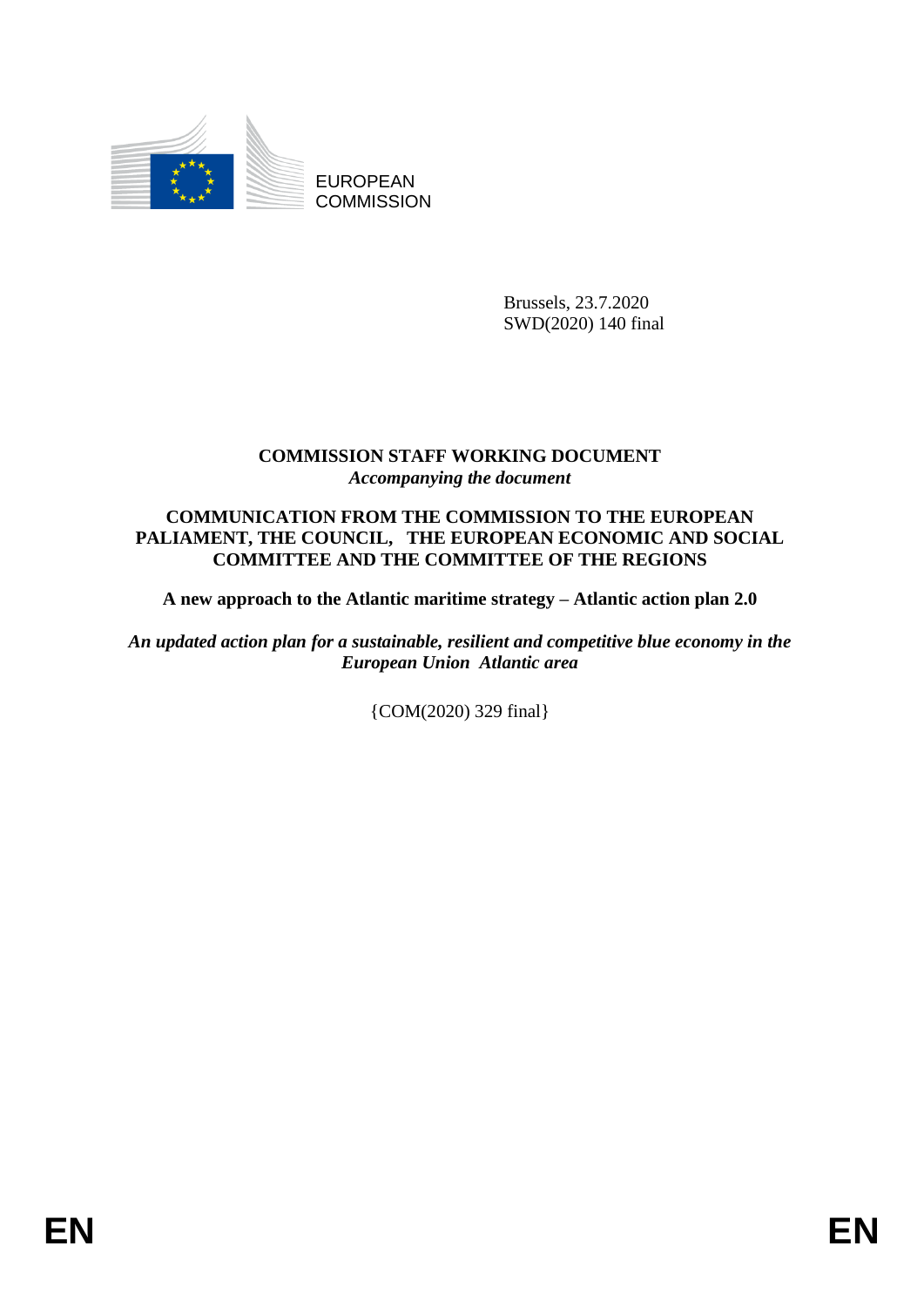EUROPEAN COMMISSION

Brussels, 23.7.2020
SWD(2020) 140 final

**COMMISSION STAFF WORKING DOCUMENT**
*Accompanying the document*

**COMMUNICATION FROM THE COMMISSION TO THE EUROPEAN PALIAMENT, THE COUNCIL, THE EUROPEAN ECONOMIC AND SOCIAL COMMITTEE AND THE COMMITTEE OF THE REGIONS**

**A new approach to the Atlantic maritime strategy – Atlantic action plan 2.0**

***An updated action plan for a sustainable, resilient and competitive blue economy in the European Union Atlantic area***

{COM(2020) 329 final}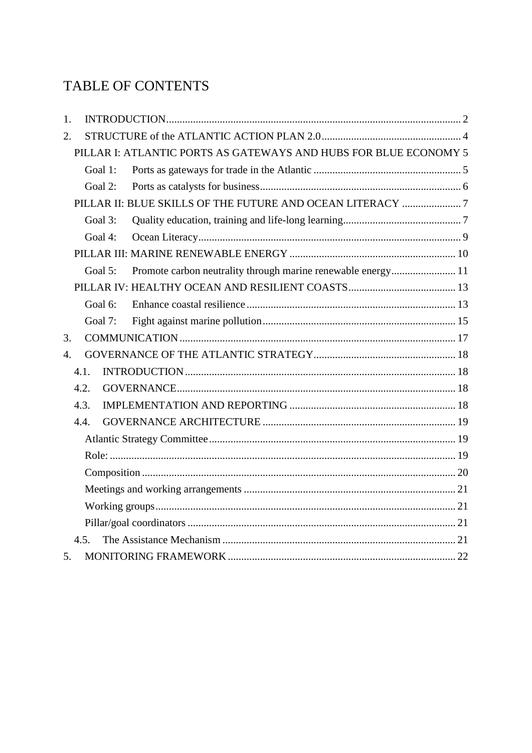# TABLE OF CONTENTS

1. INTRODUCTION .......... 2
2. STRUCTURE of the ATLANTIC ACTION PLAN 2.0 .......... 4
   - PILLAR I: ATLANTIC PORTS AS GATEWAYS AND HUBS FOR BLUE ECONOMY 5
     - Goal 1: Ports as gateways for trade in the Atlantic .......... 5
     - Goal 2: Ports as catalysts for business .......... 6
   - PILLAR II: BLUE SKILLS OF THE FUTURE AND OCEAN LITERACY .......... 7
     - Goal 3: Quality education, training and life-long learning .......... 7
     - Goal 4: Ocean Literacy .......... 9
   - PILLAR III: MARINE RENEWABLE ENERGY .......... 10
     - Goal 5: Promote carbon neutrality through marine renewable energy .......... 11
   - PILLAR IV: HEALTHY OCEAN AND RESILIENT COASTS .......... 13
     - Goal 6: Enhance coastal resilience .......... 13
     - Goal 7: Fight against marine pollution .......... 15
3. COMMUNICATION .......... 17
4. GOVERNANCE OF THE ATLANTIC STRATEGY .......... 18
   - 4.1. INTRODUCTION .......... 18
   - 4.2. GOVERNANCE .......... 18
   - 4.3. IMPLEMENTATION AND REPORTING .......... 18
   - 4.4. GOVERNANCE ARCHITECTURE .......... 19
     - Atlantic Strategy Committee .......... 19
     - Role: .......... 19
     - Composition .......... 20
     - Meetings and working arrangements .......... 21
     - Working groups .......... 21
     - Pillar/goal coordinators .......... 21
   - 4.5. The Assistance Mechanism .......... 21
5. MONITORING FRAMEWORK .......... 22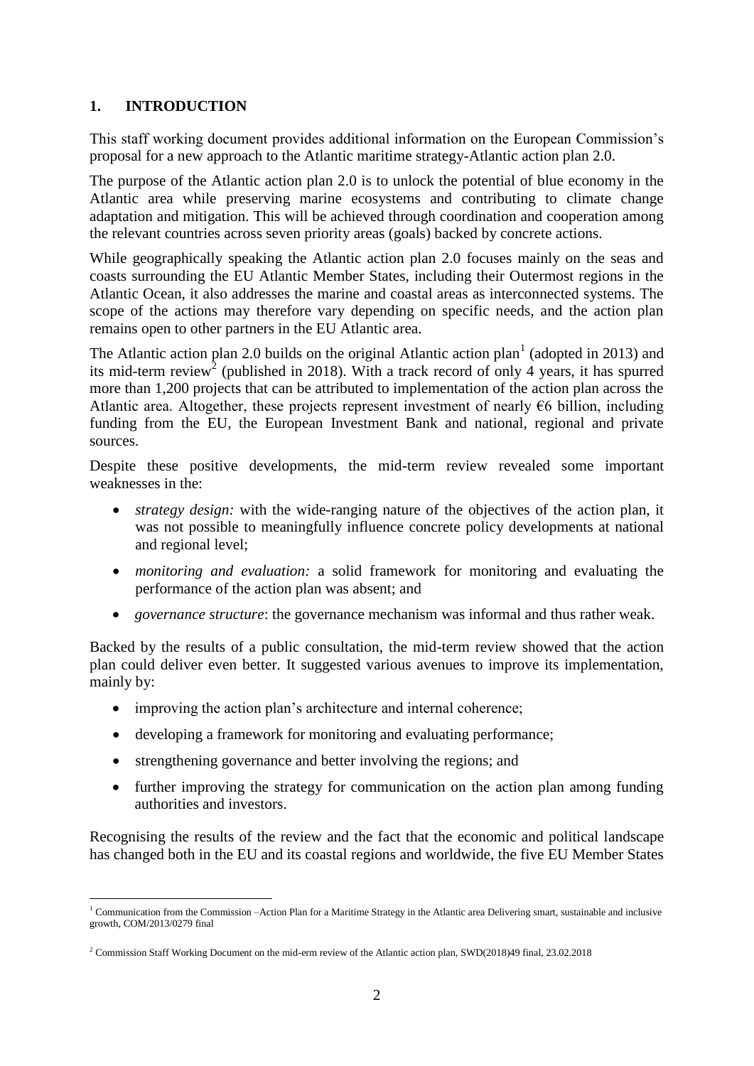## 1. INTRODUCTION

This staff working document provides additional information on the European Commission's proposal for a new approach to the Atlantic maritime strategy-Atlantic action plan 2.0.

The purpose of the Atlantic action plan 2.0 is to unlock the potential of blue economy in the Atlantic area while preserving marine ecosystems and contributing to climate change adaptation and mitigation. This will be achieved through coordination and cooperation among the relevant countries across seven priority areas (goals) backed by concrete actions.

While geographically speaking the Atlantic action plan 2.0 focuses mainly on the seas and coasts surrounding the EU Atlantic Member States, including their Outermost regions in the Atlantic Ocean, it also addresses the marine and coastal areas as interconnected systems. The scope of the actions may therefore vary depending on specific needs, and the action plan remains open to other partners in the EU Atlantic area.

The Atlantic action plan 2.0 builds on the original Atlantic action plan[1] (adopted in 2013) and its mid-term review[2] (published in 2018). With a track record of only 4 years, it has spurred more than 1,200 projects that can be attributed to implementation of the action plan across the Atlantic area. Altogether, these projects represent investment of nearly €6 billion, including funding from the EU, the European Investment Bank and national, regional and private sources.

Despite these positive developments, the mid-term review revealed some important weaknesses in the:

- *strategy design:* with the wide-ranging nature of the objectives of the action plan, it was not possible to meaningfully influence concrete policy developments at national and regional level;
- *monitoring and evaluation:* a solid framework for monitoring and evaluating the performance of the action plan was absent; and
- *governance structure*: the governance mechanism was informal and thus rather weak.

Backed by the results of a public consultation, the mid-term review showed that the action plan could deliver even better. It suggested various avenues to improve its implementation, mainly by:

- improving the action plan's architecture and internal coherence;
- developing a framework for monitoring and evaluating performance;
- strengthening governance and better involving the regions; and
- further improving the strategy for communication on the action plan among funding authorities and investors.

Recognising the results of the review and the fact that the economic and political landscape has changed both in the EU and its coastal regions and worldwide, the five EU Member States

---

[1] Communication from the Commission –Action Plan for a Maritime Strategy in the Atlantic area Delivering smart, sustainable and inclusive growth, COM/2013/0279 final

[2] Commission Staff Working Document on the mid-erm review of the Atlantic action plan, SWD(2018)49 final, 23.02.2018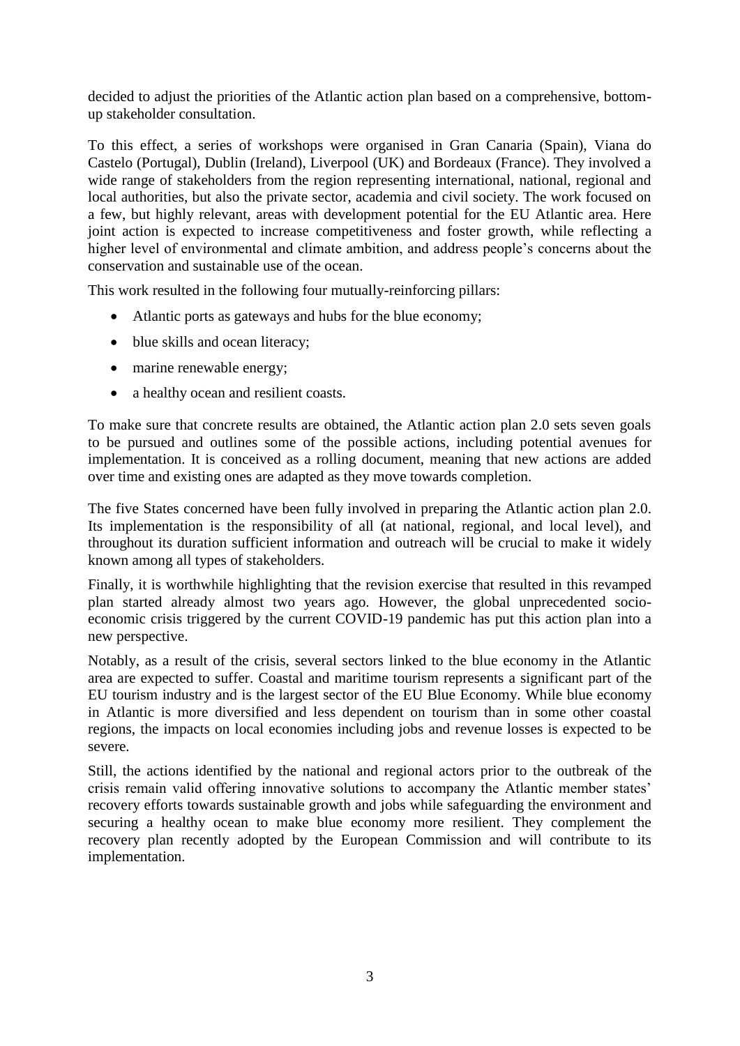decided to adjust the priorities of the Atlantic action plan based on a comprehensive, bottom-up stakeholder consultation.

To this effect, a series of workshops were organised in Gran Canaria (Spain), Viana do Castelo (Portugal), Dublin (Ireland), Liverpool (UK) and Bordeaux (France). They involved a wide range of stakeholders from the region representing international, national, regional and local authorities, but also the private sector, academia and civil society. The work focused on a few, but highly relevant, areas with development potential for the EU Atlantic area. Here joint action is expected to increase competitiveness and foster growth, while reflecting a higher level of environmental and climate ambition, and address people's concerns about the conservation and sustainable use of the ocean.

This work resulted in the following four mutually-reinforcing pillars:

- Atlantic ports as gateways and hubs for the blue economy;
- blue skills and ocean literacy;
- marine renewable energy;
- a healthy ocean and resilient coasts.

To make sure that concrete results are obtained, the Atlantic action plan 2.0 sets seven goals to be pursued and outlines some of the possible actions, including potential avenues for implementation. It is conceived as a rolling document, meaning that new actions are added over time and existing ones are adapted as they move towards completion.

The five States concerned have been fully involved in preparing the Atlantic action plan 2.0. Its implementation is the responsibility of all (at national, regional, and local level), and throughout its duration sufficient information and outreach will be crucial to make it widely known among all types of stakeholders.

Finally, it is worthwhile highlighting that the revision exercise that resulted in this revamped plan started already almost two years ago. However, the global unprecedented socio-economic crisis triggered by the current COVID-19 pandemic has put this action plan into a new perspective.

Notably, as a result of the crisis, several sectors linked to the blue economy in the Atlantic area are expected to suffer. Coastal and maritime tourism represents a significant part of the EU tourism industry and is the largest sector of the EU Blue Economy. While blue economy in Atlantic is more diversified and less dependent on tourism than in some other coastal regions, the impacts on local economies including jobs and revenue losses is expected to be severe.

Still, the actions identified by the national and regional actors prior to the outbreak of the crisis remain valid offering innovative solutions to accompany the Atlantic member states' recovery efforts towards sustainable growth and jobs while safeguarding the environment and securing a healthy ocean to make blue economy more resilient. They complement the recovery plan recently adopted by the European Commission and will contribute to its implementation.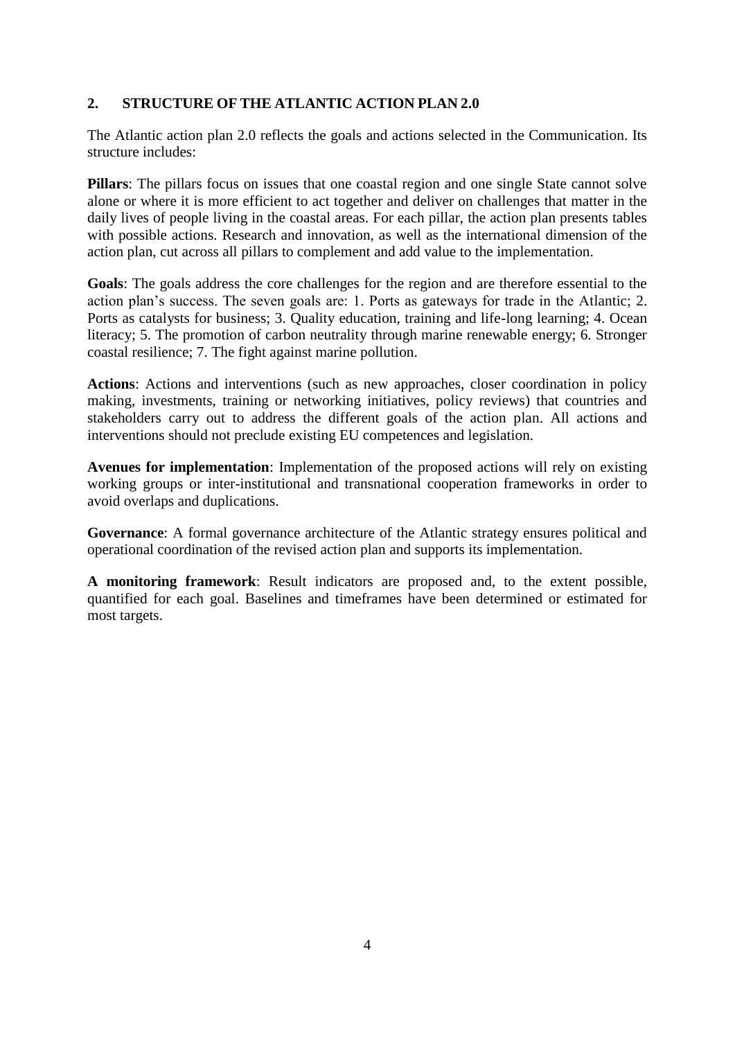## 2. STRUCTURE OF THE ATLANTIC ACTION PLAN 2.0

The Atlantic action plan 2.0 reflects the goals and actions selected in the Communication. Its structure includes:

**Pillars**: The pillars focus on issues that one coastal region and one single State cannot solve alone or where it is more efficient to act together and deliver on challenges that matter in the daily lives of people living in the coastal areas. For each pillar, the action plan presents tables with possible actions. Research and innovation, as well as the international dimension of the action plan, cut across all pillars to complement and add value to the implementation.

**Goals**: The goals address the core challenges for the region and are therefore essential to the action plan's success. The seven goals are: 1. Ports as gateways for trade in the Atlantic; 2. Ports as catalysts for business; 3. Quality education, training and life-long learning; 4. Ocean literacy; 5. The promotion of carbon neutrality through marine renewable energy; 6. Stronger coastal resilience; 7. The fight against marine pollution.

**Actions**: Actions and interventions (such as new approaches, closer coordination in policy making, investments, training or networking initiatives, policy reviews) that countries and stakeholders carry out to address the different goals of the action plan. All actions and interventions should not preclude existing EU competences and legislation.

**Avenues for implementation**: Implementation of the proposed actions will rely on existing working groups or inter-institutional and transnational cooperation frameworks in order to avoid overlaps and duplications.

**Governance**: A formal governance architecture of the Atlantic strategy ensures political and operational coordination of the revised action plan and supports its implementation.

**A monitoring framework**: Result indicators are proposed and, to the extent possible, quantified for each goal. Baselines and timeframes have been determined or estimated for most targets.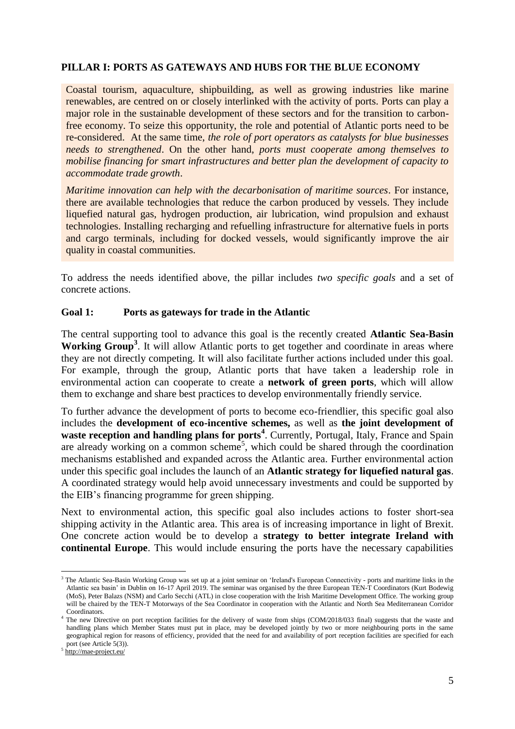**PILLAR I: PORTS AS GATEWAYS AND HUBS FOR THE BLUE ECONOMY**

Coastal tourism, aquaculture, shipbuilding, as well as growing industries like marine renewables, are centred on or closely interlinked with the activity of ports. Ports can play a major role in the sustainable development of these sectors and for the transition to carbon-free economy. To seize this opportunity, the role and potential of Atlantic ports need to be re-considered. At the same time, *the role of port operators as catalysts for blue businesses needs to strengthened*. On the other hand, *ports must cooperate among themselves to mobilise financing for smart infrastructures and better plan the development of capacity to accommodate trade growth*.

*Maritime innovation can help with the decarbonisation of maritime sources*. For instance, there are available technologies that reduce the carbon produced by vessels. They include liquefied natural gas, hydrogen production, air lubrication, wind propulsion and exhaust technologies. Installing recharging and refuelling infrastructure for alternative fuels in ports and cargo terminals, including for docked vessels, would significantly improve the air quality in coastal communities.

To address the needs identified above, the pillar includes *two specific goals* and a set of concrete actions.

**Goal 1: Ports as gateways for trade in the Atlantic**

The central supporting tool to advance this goal is the recently created **Atlantic Sea-Basin Working Group**[3]. It will allow Atlantic ports to get together and coordinate in areas where they are not directly competing. It will also facilitate further actions included under this goal. For example, through the group, Atlantic ports that have taken a leadership role in environmental action can cooperate to create a **network of green ports**, which will allow them to exchange and share best practices to develop environmentally friendly service.

To further advance the development of ports to become eco-friendlier, this specific goal also includes the **development of eco-incentive schemes,** as well as **the joint development of waste reception and handling plans for ports**[4]. Currently, Portugal, Italy, France and Spain are already working on a common scheme[5], which could be shared through the coordination mechanisms established and expanded across the Atlantic area. Further environmental action under this specific goal includes the launch of an **Atlantic strategy for liquefied natural gas**. A coordinated strategy would help avoid unnecessary investments and could be supported by the EIB's financing programme for green shipping.

Next to environmental action, this specific goal also includes actions to foster short-sea shipping activity in the Atlantic area. This area is of increasing importance in light of Brexit. One concrete action would be to develop a **strategy to better integrate Ireland with continental Europe**. This would include ensuring the ports have the necessary capabilities

---

[3] The Atlantic Sea-Basin Working Group was set up at a joint seminar on 'Ireland's European Connectivity - ports and maritime links in the Atlantic sea basin' in Dublin on 16-17 April 2019. The seminar was organised by the three European TEN-T Coordinators (Kurt Bodewig (MoS), Peter Balazs (NSM) and Carlo Secchi (ATL) in close cooperation with the Irish Maritime Development Office. The working group will be chaired by the TEN-T Motorways of the Sea Coordinator in cooperation with the Atlantic and North Sea Mediterranean Corridor Coordinators.

[4] The new Directive on port reception facilities for the delivery of waste from ships (COM/2018/033 final) suggests that the waste and handling plans which Member States must put in place, may be developed jointly by two or more neighbouring ports in the same geographical region for reasons of efficiency, provided that the need for and availability of port reception facilities are specified for each port (see Article 5(3)).

[5] http://mae-project.eu/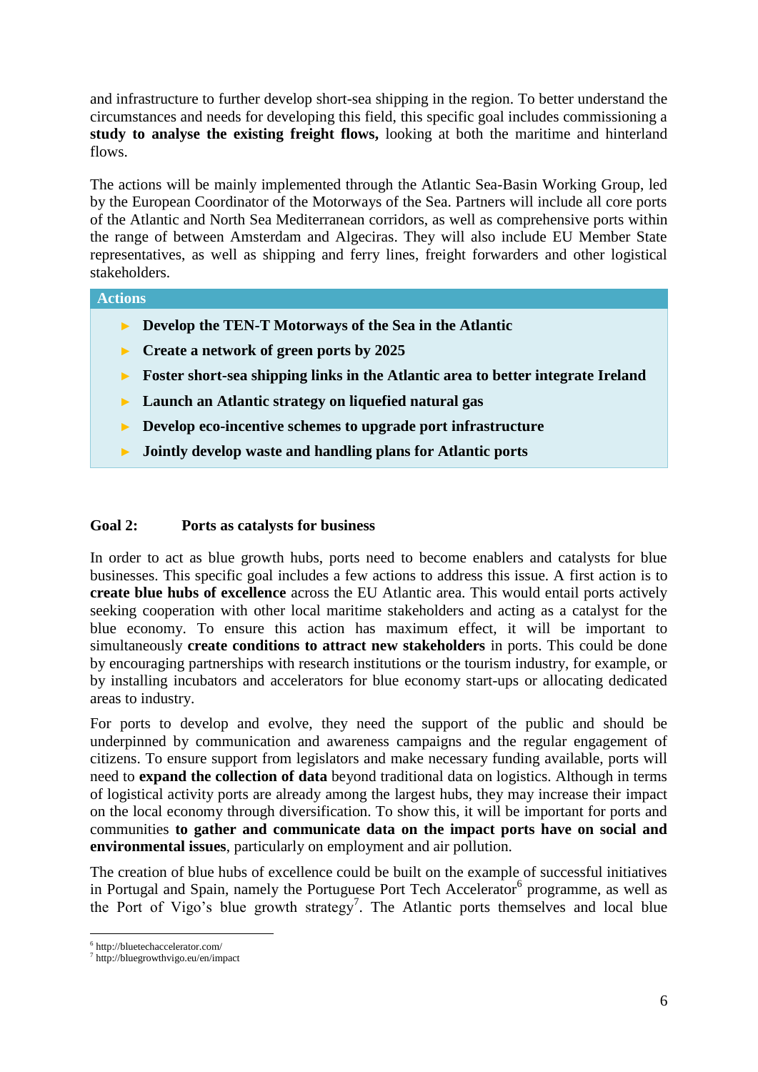and infrastructure to further develop short-sea shipping in the region. To better understand the circumstances and needs for developing this field, this specific goal includes commissioning a **study to analyse the existing freight flows,** looking at both the maritime and hinterland flows.

The actions will be mainly implemented through the Atlantic Sea-Basin Working Group, led by the European Coordinator of the Motorways of the Sea. Partners will include all core ports of the Atlantic and North Sea Mediterranean corridors, as well as comprehensive ports within the range of between Amsterdam and Algeciras. They will also include EU Member State representatives, as well as shipping and ferry lines, freight forwarders and other logistical stakeholders.

**Actions**

- **Develop the TEN-T Motorways of the Sea in the Atlantic**
- **Create a network of green ports by 2025**
- **Foster short-sea shipping links in the Atlantic area to better integrate Ireland**
- **Launch an Atlantic strategy on liquefied natural gas**
- **Develop eco-incentive schemes to upgrade port infrastructure**
- **Jointly develop waste and handling plans for Atlantic ports**

### Goal 2: Ports as catalysts for business

In order to act as blue growth hubs, ports need to become enablers and catalysts for blue businesses. This specific goal includes a few actions to address this issue. A first action is to **create blue hubs of excellence** across the EU Atlantic area. This would entail ports actively seeking cooperation with other local maritime stakeholders and acting as a catalyst for the blue economy. To ensure this action has maximum effect, it will be important to simultaneously **create conditions to attract new stakeholders** in ports. This could be done by encouraging partnerships with research institutions or the tourism industry, for example, or by installing incubators and accelerators for blue economy start-ups or allocating dedicated areas to industry.

For ports to develop and evolve, they need the support of the public and should be underpinned by communication and awareness campaigns and the regular engagement of citizens. To ensure support from legislators and make necessary funding available, ports will need to **expand the collection of data** beyond traditional data on logistics. Although in terms of logistical activity ports are already among the largest hubs, they may increase their impact on the local economy through diversification. To show this, it will be important for ports and communities **to gather and communicate data on the impact ports have on social and environmental issues**, particularly on employment and air pollution.

The creation of blue hubs of excellence could be built on the example of successful initiatives in Portugal and Spain, namely the Portuguese Port Tech Accelerator[6] programme, as well as the Port of Vigo's blue growth strategy[7]. The Atlantic ports themselves and local blue

---

[6] http://bluetechaccelerator.com/

[7] http://bluegrowthvigo.eu/en/impact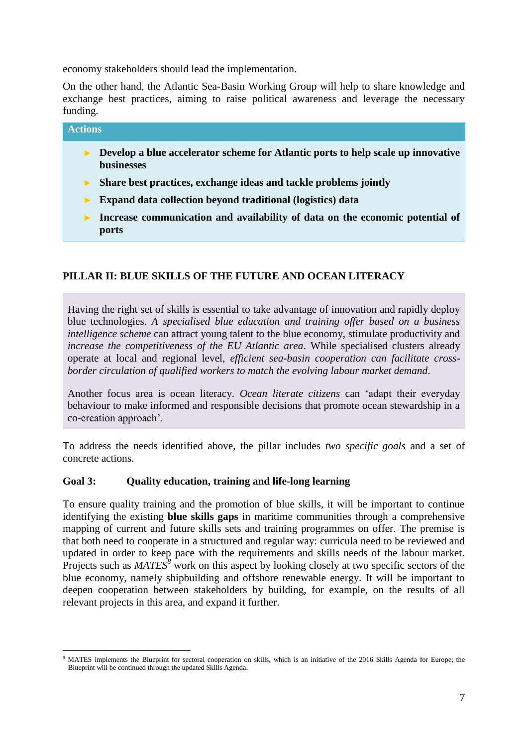economy stakeholders should lead the implementation.

On the other hand, the Atlantic Sea-Basin Working Group will help to share knowledge and exchange best practices, aiming to raise political awareness and leverage the necessary funding.

**Actions**

- **Develop a blue accelerator scheme for Atlantic ports to help scale up innovative businesses**
- **Share best practices, exchange ideas and tackle problems jointly**
- **Expand data collection beyond traditional (logistics) data**
- **Increase communication and availability of data on the economic potential of ports**

## PILLAR II: BLUE SKILLS OF THE FUTURE AND OCEAN LITERACY

Having the right set of skills is essential to take advantage of innovation and rapidly deploy blue technologies. *A specialised blue education and training offer based on a business intelligence scheme* can attract young talent to the blue economy, stimulate productivity and *increase the competitiveness of the EU Atlantic area*. While specialised clusters already operate at local and regional level, *efficient sea-basin cooperation can facilitate cross-border circulation of qualified workers to match the evolving labour market demand*.

Another focus area is ocean literacy. *Ocean literate citizens* can 'adapt their everyday behaviour to make informed and responsible decisions that promote ocean stewardship in a co-creation approach'.

To address the needs identified above, the pillar includes *two specific goals* and a set of concrete actions.

### Goal 3: Quality education, training and life-long learning

To ensure quality training and the promotion of blue skills, it will be important to continue identifying the existing **blue skills gaps** in maritime communities through a comprehensive mapping of current and future skills sets and training programmes on offer. The premise is that both need to cooperate in a structured and regular way: curricula need to be reviewed and updated in order to keep pace with the requirements and skills needs of the labour market. Projects such as *MATES*[8] work on this aspect by looking closely at two specific sectors of the blue economy, namely shipbuilding and offshore renewable energy. It will be important to deepen cooperation between stakeholders by building, for example, on the results of all relevant projects in this area, and expand it further.

[8] MATES implements the Blueprint for sectoral cooperation on skills, which is an initiative of the 2016 Skills Agenda for Europe; the Blueprint will be continued through the updated Skills Agenda.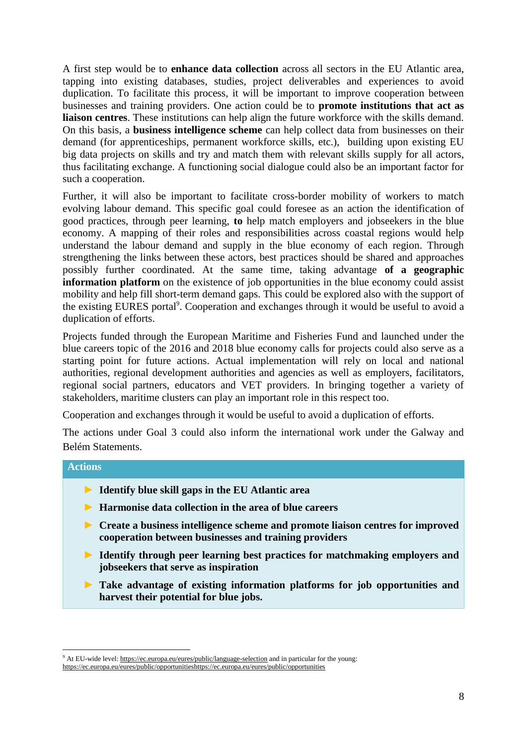A first step would be to **enhance data collection** across all sectors in the EU Atlantic area, tapping into existing databases, studies, project deliverables and experiences to avoid duplication. To facilitate this process, it will be important to improve cooperation between businesses and training providers. One action could be to **promote institutions that act as liaison centres**. These institutions can help align the future workforce with the skills demand. On this basis, a **business intelligence scheme** can help collect data from businesses on their demand (for apprenticeships, permanent workforce skills, etc.), building upon existing EU big data projects on skills and try and match them with relevant skills supply for all actors, thus facilitating exchange. A functioning social dialogue could also be an important factor for such a cooperation.

Further, it will also be important to facilitate cross-border mobility of workers to match evolving labour demand. This specific goal could foresee as an action the identification of good practices, through peer learning, **to** help match employers and jobseekers in the blue economy. A mapping of their roles and responsibilities across coastal regions would help understand the labour demand and supply in the blue economy of each region. Through strengthening the links between these actors, best practices should be shared and approaches possibly further coordinated. At the same time, taking advantage **of a geographic information platform** on the existence of job opportunities in the blue economy could assist mobility and help fill short-term demand gaps. This could be explored also with the support of the existing EURES portal[9]. Cooperation and exchanges through it would be useful to avoid a duplication of efforts.

Projects funded through the European Maritime and Fisheries Fund and launched under the blue careers topic of the 2016 and 2018 blue economy calls for projects could also serve as a starting point for future actions. Actual implementation will rely on local and national authorities, regional development authorities and agencies as well as employers, facilitators, regional social partners, educators and VET providers. In bringing together a variety of stakeholders, maritime clusters can play an important role in this respect too.

Cooperation and exchanges through it would be useful to avoid a duplication of efforts.

The actions under Goal 3 could also inform the international work under the Galway and Belém Statements.

**Actions**

- **Identify blue skill gaps in the EU Atlantic area**
- **Harmonise data collection in the area of blue careers**
- **Create a business intelligence scheme and promote liaison centres for improved cooperation between businesses and training providers**
- **Identify through peer learning best practices for matchmaking employers and jobseekers that serve as inspiration**
- **Take advantage of existing information platforms for job opportunities and harvest their potential for blue jobs.**

[9] At EU-wide level: https://ec.europa.eu/eures/public/language-selection and in particular for the young: https://ec.europa.eu/eures/public/opportunitieshttps://ec.europa.eu/eures/public/opportunities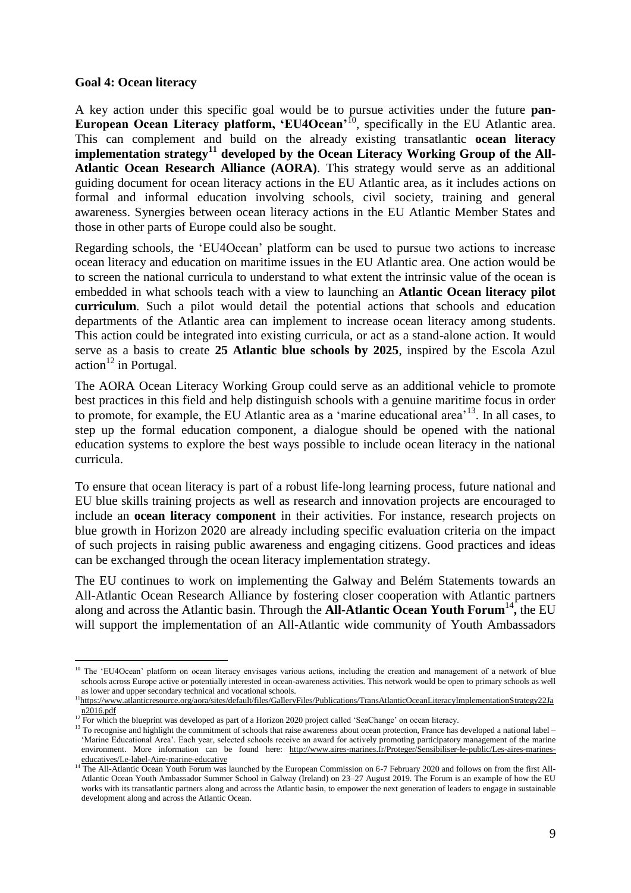**Goal 4: Ocean literacy**

A key action under this specific goal would be to pursue activities under the future **pan-European Ocean Literacy platform, 'EU4Ocean'**[10], specifically in the EU Atlantic area. This can complement and build on the already existing transatlantic **ocean literacy implementation strategy[11] developed by the Ocean Literacy Working Group of the All-Atlantic Ocean Research Alliance (AORA)**. This strategy would serve as an additional guiding document for ocean literacy actions in the EU Atlantic area, as it includes actions on formal and informal education involving schools, civil society, training and general awareness. Synergies between ocean literacy actions in the EU Atlantic Member States and those in other parts of Europe could also be sought.

Regarding schools, the 'EU4Ocean' platform can be used to pursue two actions to increase ocean literacy and education on maritime issues in the EU Atlantic area. One action would be to screen the national curricula to understand to what extent the intrinsic value of the ocean is embedded in what schools teach with a view to launching an **Atlantic Ocean literacy pilot curriculum**. Such a pilot would detail the potential actions that schools and education departments of the Atlantic area can implement to increase ocean literacy among students. This action could be integrated into existing curricula, or act as a stand-alone action. It would serve as a basis to create **25 Atlantic blue schools by 2025**, inspired by the Escola Azul action[12] in Portugal.

The AORA Ocean Literacy Working Group could serve as an additional vehicle to promote best practices in this field and help distinguish schools with a genuine maritime focus in order to promote, for example, the EU Atlantic area as a 'marine educational area'[13]. In all cases, to step up the formal education component, a dialogue should be opened with the national education systems to explore the best ways possible to include ocean literacy in the national curricula.

To ensure that ocean literacy is part of a robust life-long learning process, future national and EU blue skills training projects as well as research and innovation projects are encouraged to include an **ocean literacy component** in their activities. For instance, research projects on blue growth in Horizon 2020 are already including specific evaluation criteria on the impact of such projects in raising public awareness and engaging citizens. Good practices and ideas can be exchanged through the ocean literacy implementation strategy.

The EU continues to work on implementing the Galway and Belém Statements towards an All-Atlantic Ocean Research Alliance by fostering closer cooperation with Atlantic partners along and across the Atlantic basin. Through the **All-Atlantic Ocean Youth Forum**[14]**,** the EU will support the implementation of an All-Atlantic wide community of Youth Ambassadors

---

[10] The 'EU4Ocean' platform on ocean literacy envisages various actions, including the creation and management of a network of blue schools across Europe active or potentially interested in ocean-awareness activities. This network would be open to primary schools as well as lower and upper secondary technical and vocational schools.

[11] https://www.atlanticresource.org/aora/sites/default/files/GalleryFiles/Publications/TransAtlanticOceanLiteracyImplementationStrategy22Jan2016.pdf

[12] For which the blueprint was developed as part of a Horizon 2020 project called 'SeaChange' on ocean literacy.

[13] To recognise and highlight the commitment of schools that raise awareness about ocean protection, France has developed a national label – 'Marine Educational Area'. Each year, selected schools receive an award for actively promoting participatory management of the marine environment. More information can be found here: http://www.aires-marines.fr/Proteger/Sensibiliser-le-public/Les-aires-marines-educatives/Le-label-Aire-marine-educative

[14] The All-Atlantic Ocean Youth Forum was launched by the European Commission on 6-7 February 2020 and follows on from the first All-Atlantic Ocean Youth Ambassador Summer School in Galway (Ireland) on 23–27 August 2019. The Forum is an example of how the EU works with its transatlantic partners along and across the Atlantic basin, to empower the next generation of leaders to engage in sustainable development along and across the Atlantic Ocean.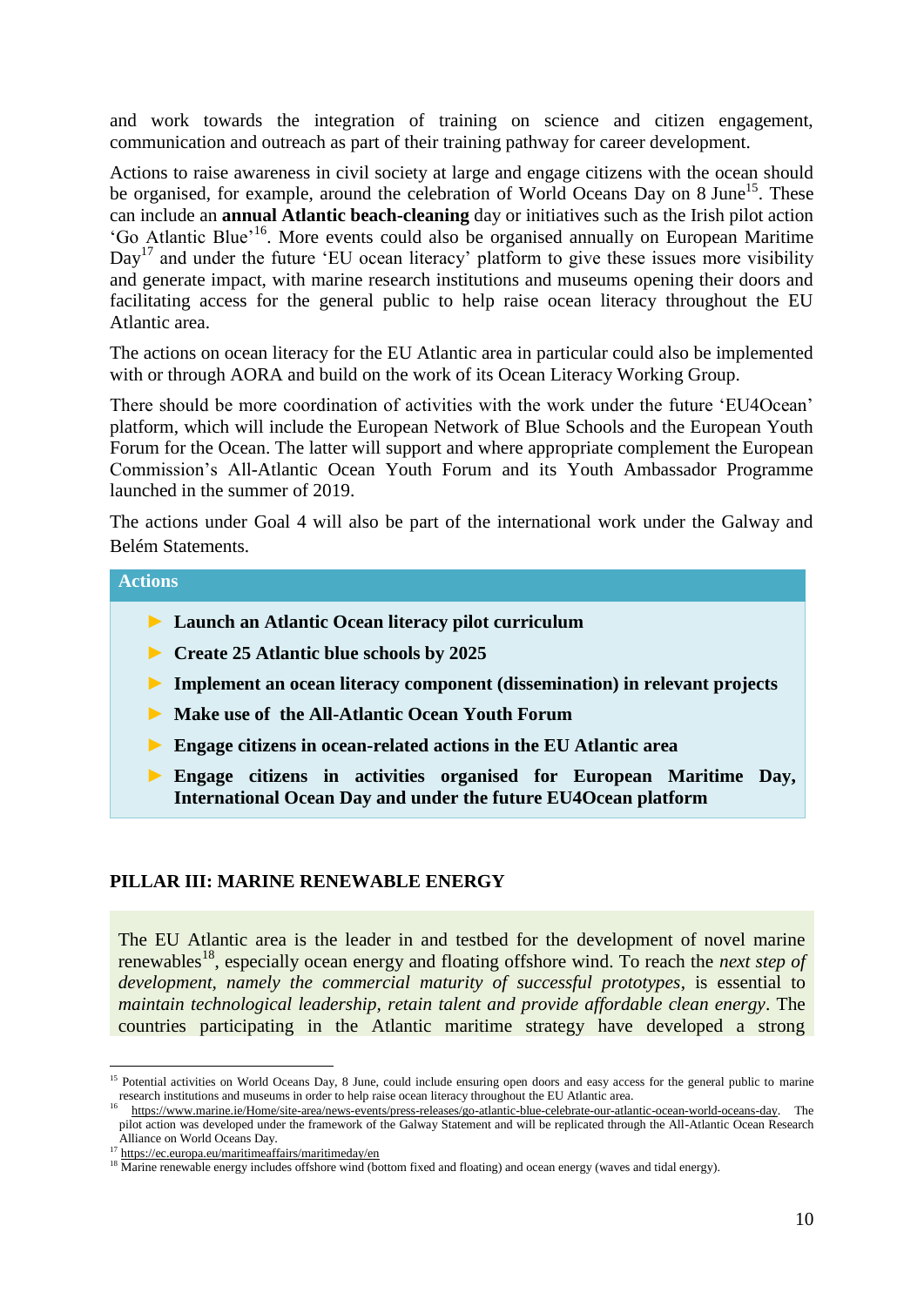and work towards the integration of training on science and citizen engagement, communication and outreach as part of their training pathway for career development.

Actions to raise awareness in civil society at large and engage citizens with the ocean should be organised, for example, around the celebration of World Oceans Day on 8 June[15]. These can include an **annual Atlantic beach-cleaning** day or initiatives such as the Irish pilot action 'Go Atlantic Blue'[16]. More events could also be organised annually on European Maritime Day[17] and under the future 'EU ocean literacy' platform to give these issues more visibility and generate impact, with marine research institutions and museums opening their doors and facilitating access for the general public to help raise ocean literacy throughout the EU Atlantic area.

The actions on ocean literacy for the EU Atlantic area in particular could also be implemented with or through AORA and build on the work of its Ocean Literacy Working Group.

There should be more coordination of activities with the work under the future 'EU4Ocean' platform, which will include the European Network of Blue Schools and the European Youth Forum for the Ocean. The latter will support and where appropriate complement the European Commission's All-Atlantic Ocean Youth Forum and its Youth Ambassador Programme launched in the summer of 2019.

The actions under Goal 4 will also be part of the international work under the Galway and Belém Statements.

**Actions**

- **Launch an Atlantic Ocean literacy pilot curriculum**
- **Create 25 Atlantic blue schools by 2025**
- **Implement an ocean literacy component (dissemination) in relevant projects**
- **Make use of the All-Atlantic Ocean Youth Forum**
- **Engage citizens in ocean-related actions in the EU Atlantic area**
- **Engage citizens in activities organised for European Maritime Day, International Ocean Day and under the future EU4Ocean platform**

## PILLAR III: MARINE RENEWABLE ENERGY

The EU Atlantic area is the leader in and testbed for the development of novel marine renewables[18], especially ocean energy and floating offshore wind. To reach the *next step of development, namely the commercial maturity of successful prototypes*, is essential to *maintain technological leadership, retain talent and provide affordable clean energy*. The countries participating in the Atlantic maritime strategy have developed a strong

---

[15] Potential activities on World Oceans Day, 8 June, could include ensuring open doors and easy access for the general public to marine research institutions and museums in order to help raise ocean literacy throughout the EU Atlantic area.

[16] https://www.marine.ie/Home/site-area/news-events/press-releases/go-atlantic-blue-celebrate-our-atlantic-ocean-world-oceans-day. The pilot action was developed under the framework of the Galway Statement and will be replicated through the All-Atlantic Ocean Research Alliance on World Oceans Day.

[17] https://ec.europa.eu/maritimeaffairs/maritimeday/en

[18] Marine renewable energy includes offshore wind (bottom fixed and floating) and ocean energy (waves and tidal energy).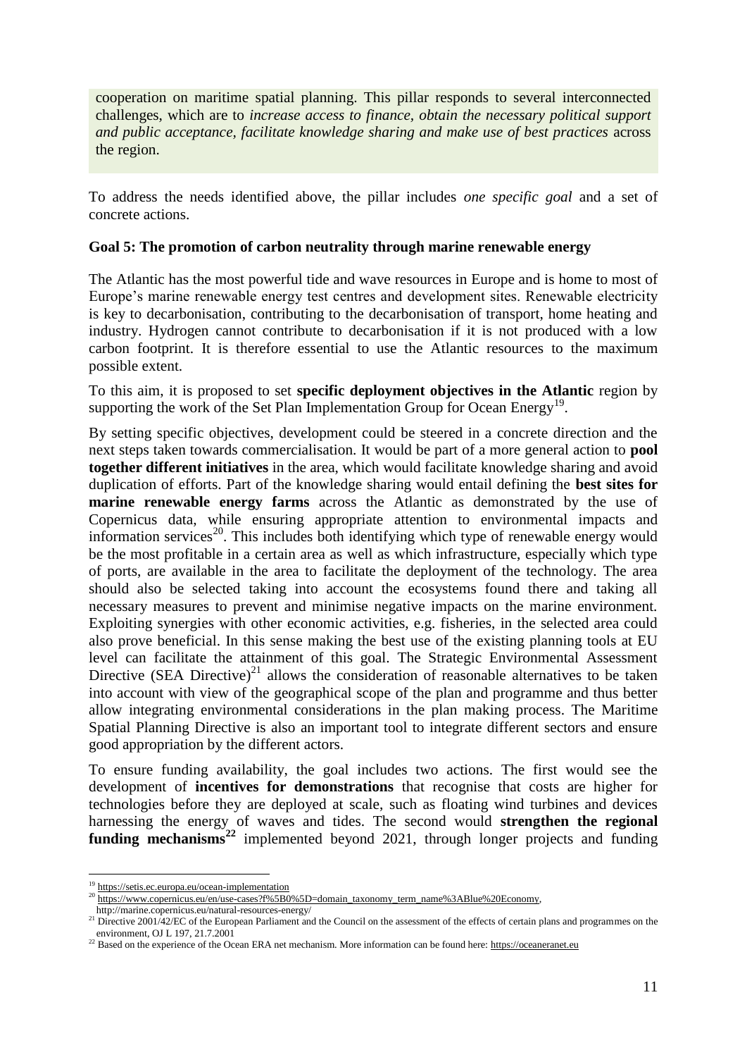cooperation on maritime spatial planning. This pillar responds to several interconnected challenges, which are to *increase access to finance, obtain the necessary political support and public acceptance, facilitate knowledge sharing and make use of best practices* across the region.

To address the needs identified above, the pillar includes *one specific goal* and a set of concrete actions.

**Goal 5: The promotion of carbon neutrality through marine renewable energy**

The Atlantic has the most powerful tide and wave resources in Europe and is home to most of Europe's marine renewable energy test centres and development sites. Renewable electricity is key to decarbonisation, contributing to the decarbonisation of transport, home heating and industry. Hydrogen cannot contribute to decarbonisation if it is not produced with a low carbon footprint. It is therefore essential to use the Atlantic resources to the maximum possible extent.

To this aim, it is proposed to set **specific deployment objectives in the Atlantic** region by supporting the work of the Set Plan Implementation Group for Ocean Energy[19].

By setting specific objectives, development could be steered in a concrete direction and the next steps taken towards commercialisation. It would be part of a more general action to **pool together different initiatives** in the area, which would facilitate knowledge sharing and avoid duplication of efforts. Part of the knowledge sharing would entail defining the **best sites for marine renewable energy farms** across the Atlantic as demonstrated by the use of Copernicus data, while ensuring appropriate attention to environmental impacts and information services[20]. This includes both identifying which type of renewable energy would be the most profitable in a certain area as well as which infrastructure, especially which type of ports, are available in the area to facilitate the deployment of the technology. The area should also be selected taking into account the ecosystems found there and taking all necessary measures to prevent and minimise negative impacts on the marine environment. Exploiting synergies with other economic activities, e.g. fisheries, in the selected area could also prove beneficial. In this sense making the best use of the existing planning tools at EU level can facilitate the attainment of this goal. The Strategic Environmental Assessment Directive (SEA Directive)[21] allows the consideration of reasonable alternatives to be taken into account with view of the geographical scope of the plan and programme and thus better allow integrating environmental considerations in the plan making process. The Maritime Spatial Planning Directive is also an important tool to integrate different sectors and ensure good appropriation by the different actors.

To ensure funding availability, the goal includes two actions. The first would see the development of **incentives for demonstrations** that recognise that costs are higher for technologies before they are deployed at scale, such as floating wind turbines and devices harnessing the energy of waves and tides. The second would **strengthen the regional funding mechanisms**[22] implemented beyond 2021, through longer projects and funding

---

[19] https://setis.ec.europa.eu/ocean-implementation

[20] https://www.copernicus.eu/en/use-cases?f%5B0%5D=domain_taxonomy_term_name%3ABlue%20Economy, http://marine.copernicus.eu/natural-resources-energy/

[21] Directive 2001/42/EC of the European Parliament and the Council on the assessment of the effects of certain plans and programmes on the environment, OJ L 197, 21.7.2001

[22] Based on the experience of the Ocean ERA net mechanism. More information can be found here: https://oceaneranet.eu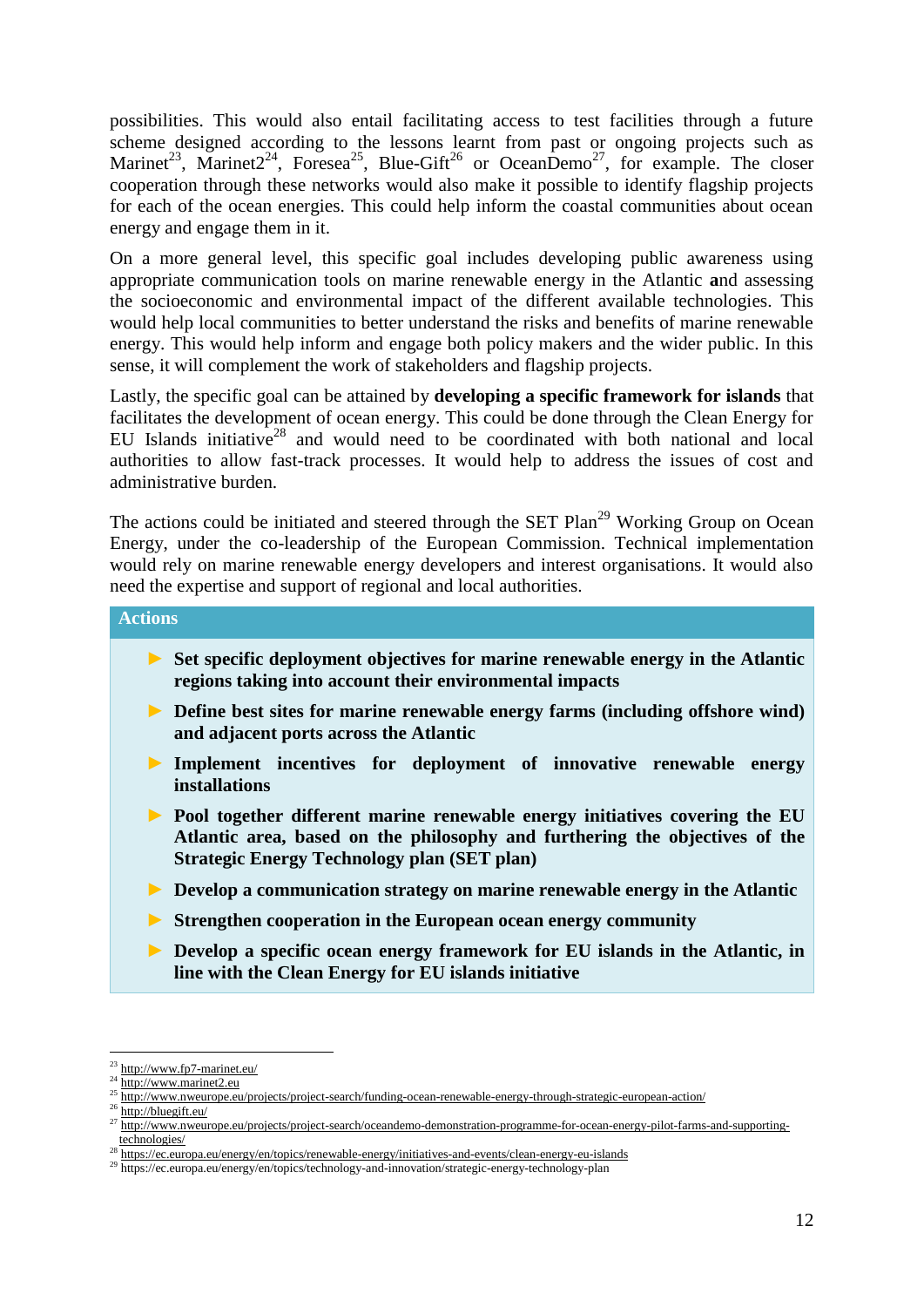possibilities. This would also entail facilitating access to test facilities through a future scheme designed according to the lessons learnt from past or ongoing projects such as Marinet[23], Marinet2[24], Foresea[25], Blue-Gift[26] or OceanDemo[27], for example. The closer cooperation through these networks would also make it possible to identify flagship projects for each of the ocean energies. This could help inform the coastal communities about ocean energy and engage them in it.

On a more general level, this specific goal includes developing public awareness using appropriate communication tools on marine renewable energy in the Atlantic **a**nd assessing the socioeconomic and environmental impact of the different available technologies. This would help local communities to better understand the risks and benefits of marine renewable energy. This would help inform and engage both policy makers and the wider public. In this sense, it will complement the work of stakeholders and flagship projects.

Lastly, the specific goal can be attained by **developing a specific framework for islands** that facilitates the development of ocean energy. This could be done through the Clean Energy for EU Islands initiative[28] and would need to be coordinated with both national and local authorities to allow fast-track processes. It would help to address the issues of cost and administrative burden.

The actions could be initiated and steered through the SET Plan[29] Working Group on Ocean Energy, under the co-leadership of the European Commission. Technical implementation would rely on marine renewable energy developers and interest organisations. It would also need the expertise and support of regional and local authorities.

**Actions**

- **Set specific deployment objectives for marine renewable energy in the Atlantic regions taking into account their environmental impacts**
- **Define best sites for marine renewable energy farms (including offshore wind) and adjacent ports across the Atlantic**
- **Implement incentives for deployment of innovative renewable energy installations**
- **Pool together different marine renewable energy initiatives covering the EU Atlantic area, based on the philosophy and furthering the objectives of the Strategic Energy Technology plan (SET plan)**
- **Develop a communication strategy on marine renewable energy in the Atlantic**
- **Strengthen cooperation in the European ocean energy community**
- **Develop a specific ocean energy framework for EU islands in the Atlantic, in line with the Clean Energy for EU islands initiative**

---

[23] http://www.fp7-marinet.eu/

[24] http://www.marinet2.eu

[25] http://www.nweurope.eu/projects/project-search/funding-ocean-renewable-energy-through-strategic-european-action/

[26] http://bluegift.eu/

[27] http://www.nweurope.eu/projects/project-search/oceandemo-demonstration-programme-for-ocean-energy-pilot-farms-and-supporting-technologies/

[28] https://ec.europa.eu/energy/en/topics/renewable-energy/initiatives-and-events/clean-energy-eu-islands

[29] https://ec.europa.eu/energy/en/topics/technology-and-innovation/strategic-energy-technology-plan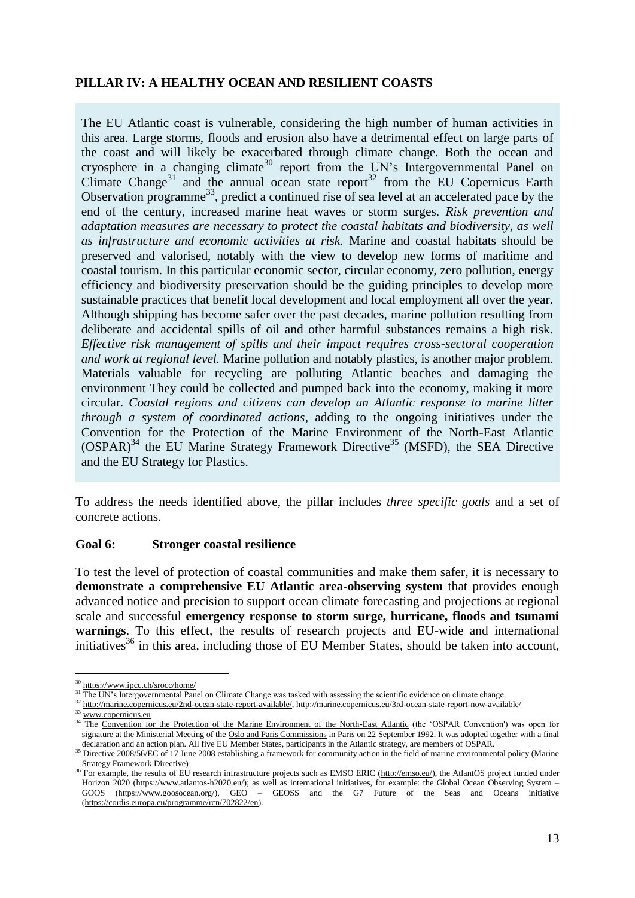**PILLAR IV: A HEALTHY OCEAN AND RESILIENT COASTS**

The EU Atlantic coast is vulnerable, considering the high number of human activities in this area. Large storms, floods and erosion also have a detrimental effect on large parts of the coast and will likely be exacerbated through climate change. Both the ocean and cryosphere in a changing climate[30] report from the UN's Intergovernmental Panel on Climate Change[31] and the annual ocean state report[32] from the EU Copernicus Earth Observation programme[33], predict a continued rise of sea level at an accelerated pace by the end of the century, increased marine heat waves or storm surges. *Risk prevention and adaptation measures are necessary to protect the coastal habitats and biodiversity, as well as infrastructure and economic activities at risk.* Marine and coastal habitats should be preserved and valorised, notably with the view to develop new forms of maritime and coastal tourism. In this particular economic sector, circular economy, zero pollution, energy efficiency and biodiversity preservation should be the guiding principles to develop more sustainable practices that benefit local development and local employment all over the year. Although shipping has become safer over the past decades, marine pollution resulting from deliberate and accidental spills of oil and other harmful substances remains a high risk. *Effective risk management of spills and their impact requires cross-sectoral cooperation and work at regional level.* Marine pollution and notably plastics, is another major problem. Materials valuable for recycling are polluting Atlantic beaches and damaging the environment They could be collected and pumped back into the economy, making it more circular. *Coastal regions and citizens can develop an Atlantic response to marine litter through a system of coordinated actions*, adding to the ongoing initiatives under the Convention for the Protection of the Marine Environment of the North-East Atlantic (OSPAR)[34] the EU Marine Strategy Framework Directive[35] (MSFD), the SEA Directive and the EU Strategy for Plastics.

To address the needs identified above, the pillar includes *three specific goals* and a set of concrete actions.

**Goal 6: Stronger coastal resilience**

To test the level of protection of coastal communities and make them safer, it is necessary to **demonstrate a comprehensive EU Atlantic area-observing system** that provides enough advanced notice and precision to support ocean climate forecasting and projections at regional scale and successful **emergency response to storm surge, hurricane, floods and tsunami warnings**. To this effect, the results of research projects and EU-wide and international initiatives[36] in this area, including those of EU Member States, should be taken into account,

---

[30] https://www.ipcc.ch/srocc/home/

[31] The UN's Intergovernmental Panel on Climate Change was tasked with assessing the scientific evidence on climate change.

[32] http://marine.copernicus.eu/2nd-ocean-state-report-available/, http://marine.copernicus.eu/3rd-ocean-state-report-now-available/

[33] www.copernicus.eu

[34] The Convention for the Protection of the Marine Environment of the North-East Atlantic (the 'OSPAR Convention') was open for signature at the Ministerial Meeting of the Oslo and Paris Commissions in Paris on 22 September 1992. It was adopted together with a final declaration and an action plan. All five EU Member States, participants in the Atlantic strategy, are members of OSPAR.

[35] Directive 2008/56/EC of 17 June 2008 establishing a framework for community action in the field of marine environmental policy (Marine Strategy Framework Directive)

[36] For example, the results of EU research infrastructure projects such as EMSO ERIC (http://emso.eu/), the AtlantOS project funded under Horizon 2020 (https://www.atlantos-h2020.eu/); as well as international initiatives, for example: the Global Ocean Observing System – GOOS (https://www.goosocean.org/), GEO – GEOSS and the G7 Future of the Seas and Oceans initiative (https://cordis.europa.eu/programme/rcn/702822/en).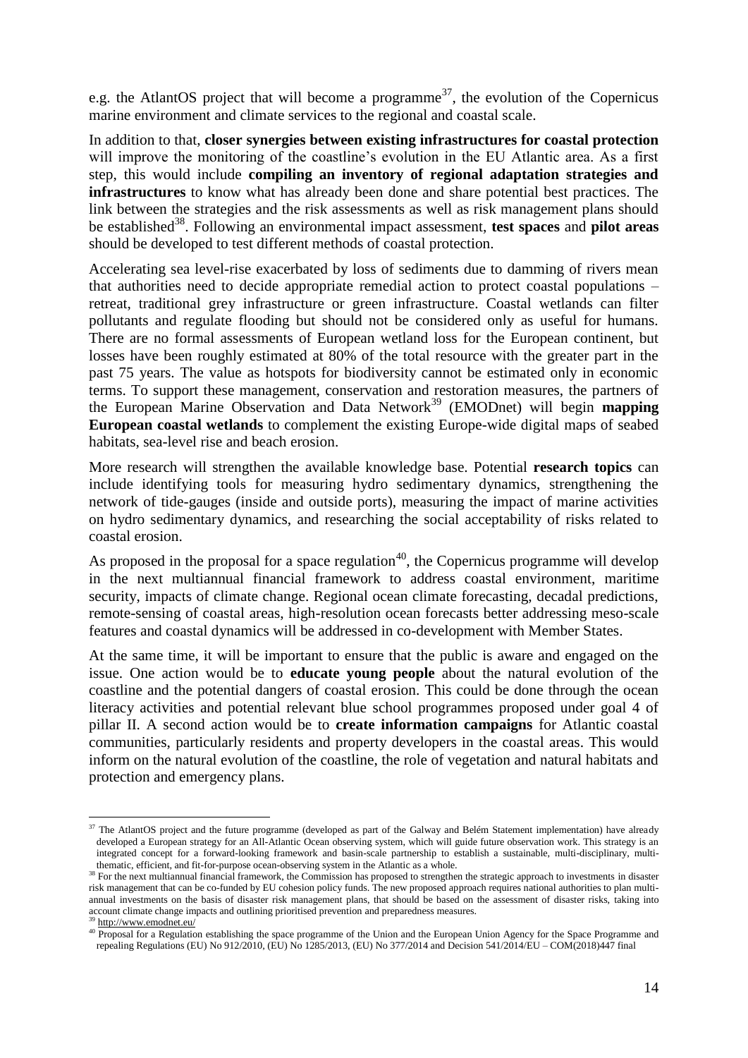e.g. the AtlantOS project that will become a programme[37], the evolution of the Copernicus marine environment and climate services to the regional and coastal scale.

In addition to that, **closer synergies between existing infrastructures for coastal protection** will improve the monitoring of the coastline's evolution in the EU Atlantic area. As a first step, this would include **compiling an inventory of regional adaptation strategies and infrastructures** to know what has already been done and share potential best practices. The link between the strategies and the risk assessments as well as risk management plans should be established[38]. Following an environmental impact assessment, **test spaces** and **pilot areas** should be developed to test different methods of coastal protection.

Accelerating sea level-rise exacerbated by loss of sediments due to damming of rivers mean that authorities need to decide appropriate remedial action to protect coastal populations – retreat, traditional grey infrastructure or green infrastructure. Coastal wetlands can filter pollutants and regulate flooding but should not be considered only as useful for humans. There are no formal assessments of European wetland loss for the European continent, but losses have been roughly estimated at 80% of the total resource with the greater part in the past 75 years. The value as hotspots for biodiversity cannot be estimated only in economic terms. To support these management, conservation and restoration measures, the partners of the European Marine Observation and Data Network[39] (EMODnet) will begin **mapping European coastal wetlands** to complement the existing Europe-wide digital maps of seabed habitats, sea-level rise and beach erosion.

More research will strengthen the available knowledge base. Potential **research topics** can include identifying tools for measuring hydro sedimentary dynamics, strengthening the network of tide-gauges (inside and outside ports), measuring the impact of marine activities on hydro sedimentary dynamics, and researching the social acceptability of risks related to coastal erosion.

As proposed in the proposal for a space regulation[40], the Copernicus programme will develop in the next multiannual financial framework to address coastal environment, maritime security, impacts of climate change. Regional ocean climate forecasting, decadal predictions, remote-sensing of coastal areas, high-resolution ocean forecasts better addressing meso-scale features and coastal dynamics will be addressed in co-development with Member States.

At the same time, it will be important to ensure that the public is aware and engaged on the issue. One action would be to **educate young people** about the natural evolution of the coastline and the potential dangers of coastal erosion. This could be done through the ocean literacy activities and potential relevant blue school programmes proposed under goal 4 of pillar II. A second action would be to **create information campaigns** for Atlantic coastal communities, particularly residents and property developers in the coastal areas. This would inform on the natural evolution of the coastline, the role of vegetation and natural habitats and protection and emergency plans.

---

[37] The AtlantOS project and the future programme (developed as part of the Galway and Belém Statement implementation) have already developed a European strategy for an All-Atlantic Ocean observing system, which will guide future observation work. This strategy is an integrated concept for a forward-looking framework and basin-scale partnership to establish a sustainable, multi-disciplinary, multi-thematic, efficient, and fit-for-purpose ocean-observing system in the Atlantic as a whole.

[38] For the next multiannual financial framework, the Commission has proposed to strengthen the strategic approach to investments in disaster risk management that can be co-funded by EU cohesion policy funds. The new proposed approach requires national authorities to plan multi-annual investments on the basis of disaster risk management plans, that should be based on the assessment of disaster risks, taking into account climate change impacts and outlining prioritised prevention and preparedness measures.

[39] http://www.emodnet.eu/

[40] Proposal for a Regulation establishing the space programme of the Union and the European Union Agency for the Space Programme and repealing Regulations (EU) No 912/2010, (EU) No 1285/2013, (EU) No 377/2014 and Decision 541/2014/EU – COM(2018)447 final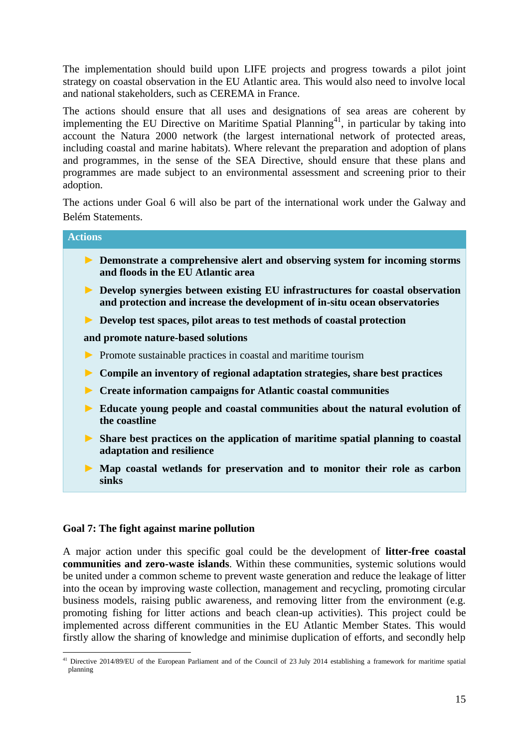The implementation should build upon LIFE projects and progress towards a pilot joint strategy on coastal observation in the EU Atlantic area. This would also need to involve local and national stakeholders, such as CEREMA in France.

The actions should ensure that all uses and designations of sea areas are coherent by implementing the EU Directive on Maritime Spatial Planning[41], in particular by taking into account the Natura 2000 network (the largest international network of protected areas, including coastal and marine habitats). Where relevant the preparation and adoption of plans and programmes, in the sense of the SEA Directive, should ensure that these plans and programmes are made subject to an environmental assessment and screening prior to their adoption.

The actions under Goal 6 will also be part of the international work under the Galway and Belém Statements.

**Actions**

- **Demonstrate a comprehensive alert and observing system for incoming storms and floods in the EU Atlantic area**
- **Develop synergies between existing EU infrastructures for coastal observation and protection and increase the development of in-situ ocean observatories**
- **Develop test spaces, pilot areas to test methods of coastal protection**

**and promote nature-based solutions**

- Promote sustainable practices in coastal and maritime tourism
- **Compile an inventory of regional adaptation strategies, share best practices**
- **Create information campaigns for Atlantic coastal communities**
- **Educate young people and coastal communities about the natural evolution of the coastline**
- **Share best practices on the application of maritime spatial planning to coastal adaptation and resilience**
- **Map coastal wetlands for preservation and to monitor their role as carbon sinks**

### Goal 7: The fight against marine pollution

A major action under this specific goal could be the development of **litter-free coastal communities and zero-waste islands**. Within these communities, systemic solutions would be united under a common scheme to prevent waste generation and reduce the leakage of litter into the ocean by improving waste collection, management and recycling, promoting circular business models, raising public awareness, and removing litter from the environment (e.g. promoting fishing for litter actions and beach clean-up activities). This project could be implemented across different communities in the EU Atlantic Member States. This would firstly allow the sharing of knowledge and minimise duplication of efforts, and secondly help

[41] Directive 2014/89/EU of the European Parliament and of the Council of 23 July 2014 establishing a framework for maritime spatial planning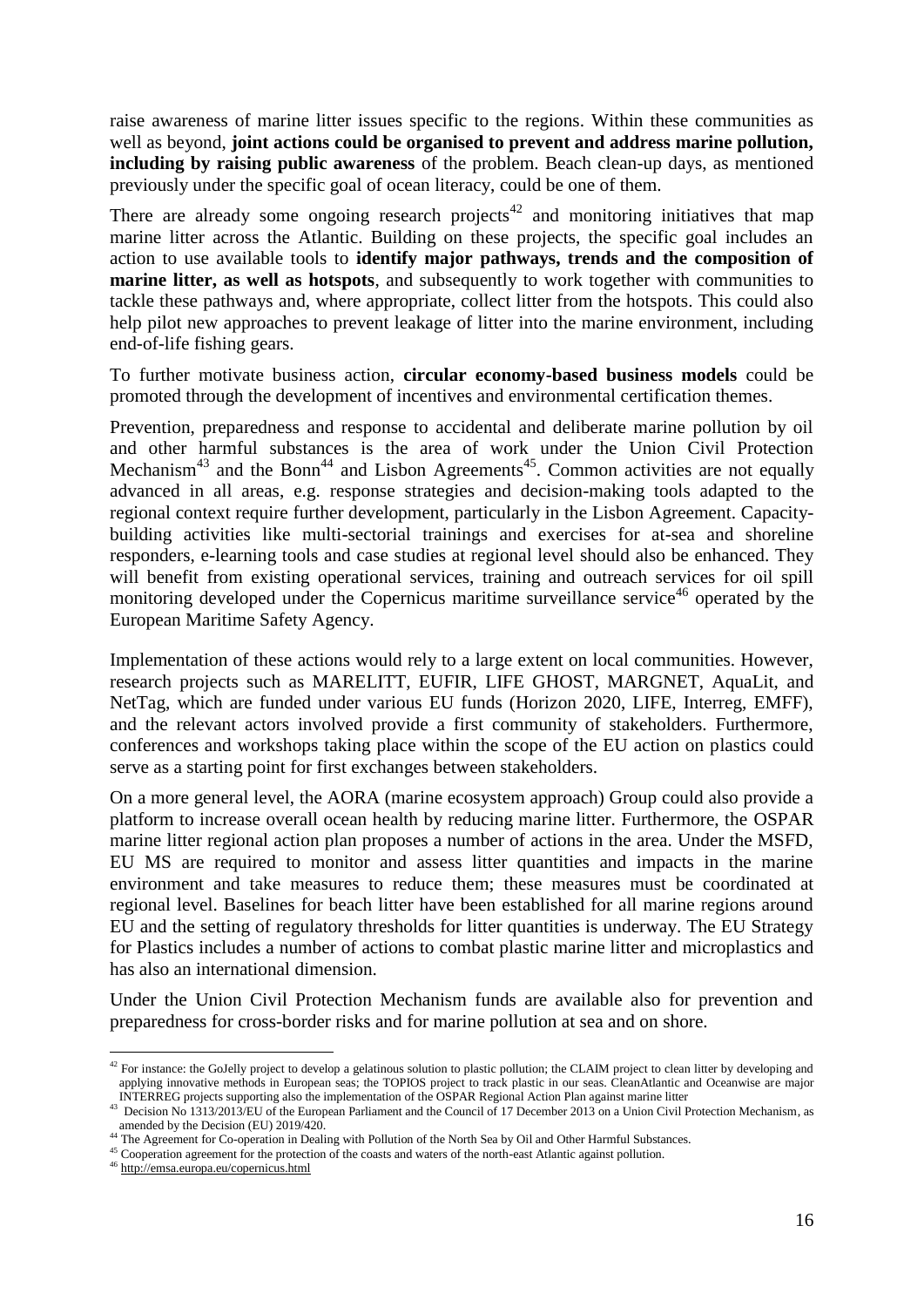raise awareness of marine litter issues specific to the regions. Within these communities as well as beyond, **joint actions could be organised to prevent and address marine pollution, including by raising public awareness** of the problem. Beach clean-up days, as mentioned previously under the specific goal of ocean literacy, could be one of them.

There are already some ongoing research projects[42] and monitoring initiatives that map marine litter across the Atlantic. Building on these projects, the specific goal includes an action to use available tools to **identify major pathways, trends and the composition of marine litter, as well as hotspots**, and subsequently to work together with communities to tackle these pathways and, where appropriate, collect litter from the hotspots. This could also help pilot new approaches to prevent leakage of litter into the marine environment, including end-of-life fishing gears.

To further motivate business action, **circular economy-based business models** could be promoted through the development of incentives and environmental certification themes.

Prevention, preparedness and response to accidental and deliberate marine pollution by oil and other harmful substances is the area of work under the Union Civil Protection Mechanism[43] and the Bonn[44] and Lisbon Agreements[45]. Common activities are not equally advanced in all areas, e.g. response strategies and decision-making tools adapted to the regional context require further development, particularly in the Lisbon Agreement. Capacity-building activities like multi-sectorial trainings and exercises for at-sea and shoreline responders, e-learning tools and case studies at regional level should also be enhanced. They will benefit from existing operational services, training and outreach services for oil spill monitoring developed under the Copernicus maritime surveillance service[46] operated by the European Maritime Safety Agency.

Implementation of these actions would rely to a large extent on local communities. However, research projects such as MARELITT, EUFIR, LIFE GHOST, MARGNET, AquaLit, and NetTag, which are funded under various EU funds (Horizon 2020, LIFE, Interreg, EMFF), and the relevant actors involved provide a first community of stakeholders. Furthermore, conferences and workshops taking place within the scope of the EU action on plastics could serve as a starting point for first exchanges between stakeholders.

On a more general level, the AORA (marine ecosystem approach) Group could also provide a platform to increase overall ocean health by reducing marine litter. Furthermore, the OSPAR marine litter regional action plan proposes a number of actions in the area. Under the MSFD, EU MS are required to monitor and assess litter quantities and impacts in the marine environment and take measures to reduce them; these measures must be coordinated at regional level. Baselines for beach litter have been established for all marine regions around EU and the setting of regulatory thresholds for litter quantities is underway. The EU Strategy for Plastics includes a number of actions to combat plastic marine litter and microplastics and has also an international dimension.

Under the Union Civil Protection Mechanism funds are available also for prevention and preparedness for cross-border risks and for marine pollution at sea and on shore.

---

[42] For instance: the GoJelly project to develop a gelatinous solution to plastic pollution; the CLAIM project to clean litter by developing and applying innovative methods in European seas; the TOPIOS project to track plastic in our seas. CleanAtlantic and Oceanwise are major INTERREG projects supporting also the implementation of the OSPAR Regional Action Plan against marine litter

[43] Decision No 1313/2013/EU of the European Parliament and the Council of 17 December 2013 on a Union Civil Protection Mechanism, as amended by the Decision (EU) 2019/420.

[44] The Agreement for Co-operation in Dealing with Pollution of the North Sea by Oil and Other Harmful Substances.

[45] Cooperation agreement for the protection of the coasts and waters of the north-east Atlantic against pollution.

[46] http://emsa.europa.eu/copernicus.html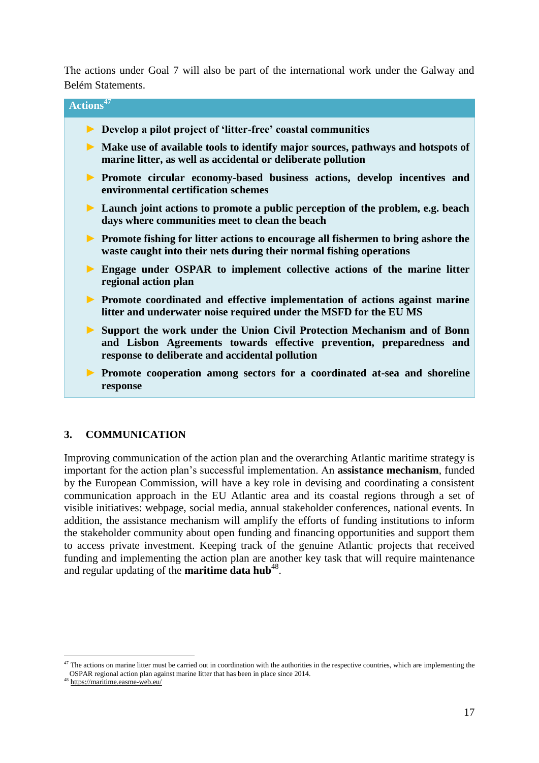The actions under Goal 7 will also be part of the international work under the Galway and Belém Statements.

**Actions**[47]

- **Develop a pilot project of 'litter-free' coastal communities**
- **Make use of available tools to identify major sources, pathways and hotspots of marine litter, as well as accidental or deliberate pollution**
- **Promote circular economy-based business actions, develop incentives and environmental certification schemes**
- **Launch joint actions to promote a public perception of the problem, e.g. beach days where communities meet to clean the beach**
- **Promote fishing for litter actions to encourage all fishermen to bring ashore the waste caught into their nets during their normal fishing operations**
- **Engage under OSPAR to implement collective actions of the marine litter regional action plan**
- **Promote coordinated and effective implementation of actions against marine litter and underwater noise required under the MSFD for the EU MS**
- **Support the work under the Union Civil Protection Mechanism and of Bonn and Lisbon Agreements towards effective prevention, preparedness and response to deliberate and accidental pollution**
- **Promote cooperation among sectors for a coordinated at-sea and shoreline response**

## 3. COMMUNICATION

Improving communication of the action plan and the overarching Atlantic maritime strategy is important for the action plan's successful implementation. An **assistance mechanism**, funded by the European Commission, will have a key role in devising and coordinating a consistent communication approach in the EU Atlantic area and its coastal regions through a set of visible initiatives: webpage, social media, annual stakeholder conferences, national events. In addition, the assistance mechanism will amplify the efforts of funding institutions to inform the stakeholder community about open funding and financing opportunities and support them to access private investment. Keeping track of the genuine Atlantic projects that received funding and implementing the action plan are another key task that will require maintenance and regular updating of the **maritime data hub**[48].

[47] The actions on marine litter must be carried out in coordination with the authorities in the respective countries, which are implementing the OSPAR regional action plan against marine litter that has been in place since 2014.

[48] https://maritime.easme-web.eu/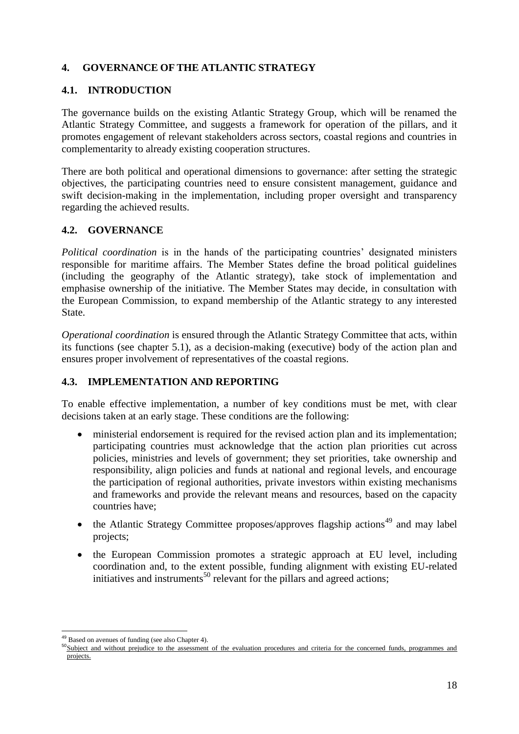# 4. GOVERNANCE OF THE ATLANTIC STRATEGY

## 4.1. INTRODUCTION

The governance builds on the existing Atlantic Strategy Group, which will be renamed the Atlantic Strategy Committee, and suggests a framework for operation of the pillars, and it promotes engagement of relevant stakeholders across sectors, coastal regions and countries in complementarity to already existing cooperation structures.

There are both political and operational dimensions to governance: after setting the strategic objectives, the participating countries need to ensure consistent management, guidance and swift decision-making in the implementation, including proper oversight and transparency regarding the achieved results.

## 4.2. GOVERNANCE

*Political coordination* is in the hands of the participating countries' designated ministers responsible for maritime affairs. The Member States define the broad political guidelines (including the geography of the Atlantic strategy), take stock of implementation and emphasise ownership of the initiative. The Member States may decide, in consultation with the European Commission, to expand membership of the Atlantic strategy to any interested State.

*Operational coordination* is ensured through the Atlantic Strategy Committee that acts, within its functions (see chapter 5.1), as a decision-making (executive) body of the action plan and ensures proper involvement of representatives of the coastal regions.

## 4.3. IMPLEMENTATION AND REPORTING

To enable effective implementation, a number of key conditions must be met, with clear decisions taken at an early stage. These conditions are the following:

- ministerial endorsement is required for the revised action plan and its implementation; participating countries must acknowledge that the action plan priorities cut across policies, ministries and levels of government; they set priorities, take ownership and responsibility, align policies and funds at national and regional levels, and encourage the participation of regional authorities, private investors within existing mechanisms and frameworks and provide the relevant means and resources, based on the capacity countries have;
- the Atlantic Strategy Committee proposes/approves flagship actions[49] and may label projects;
- the European Commission promotes a strategic approach at EU level, including coordination and, to the extent possible, funding alignment with existing EU-related initiatives and instruments[50] relevant for the pillars and agreed actions;

---

[49] Based on avenues of funding (see also Chapter 4).

[50] Subject and without prejudice to the assessment of the evaluation procedures and criteria for the concerned funds, programmes and projects.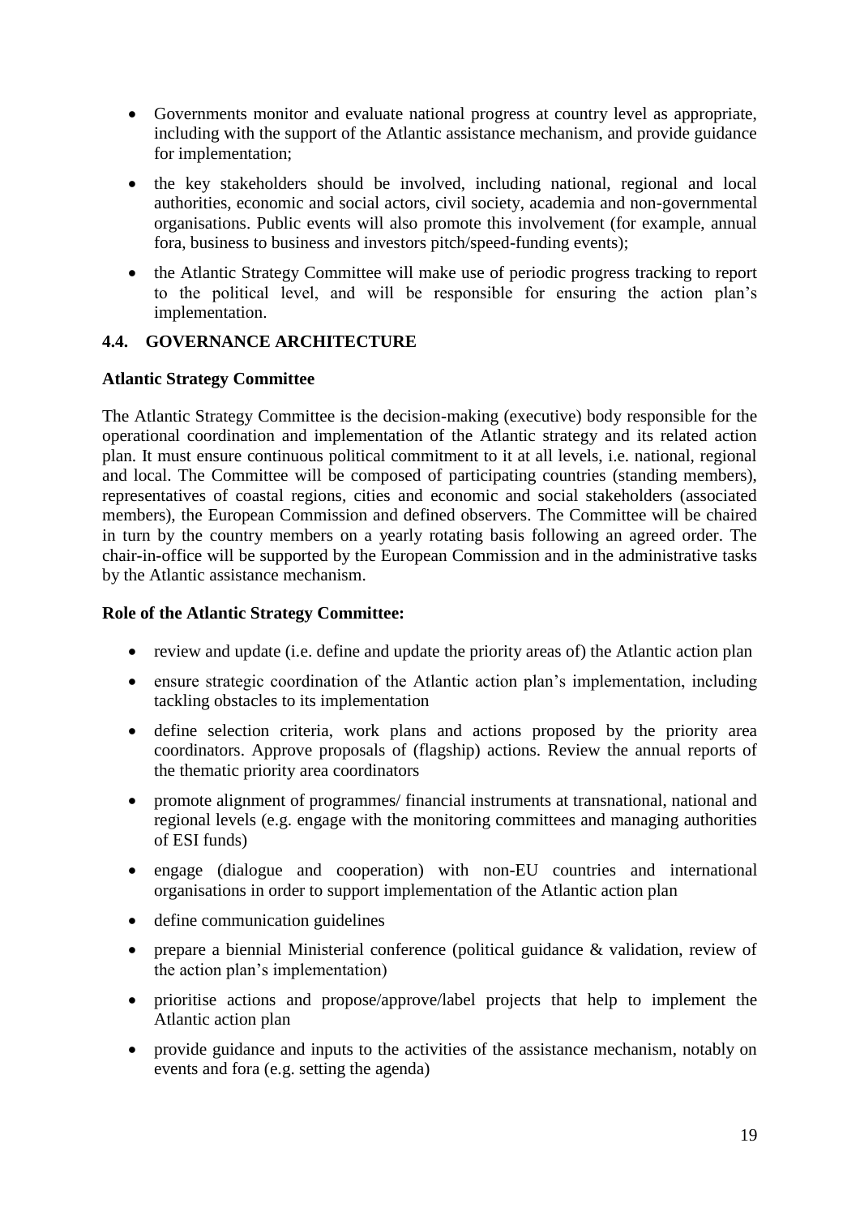- Governments monitor and evaluate national progress at country level as appropriate, including with the support of the Atlantic assistance mechanism, and provide guidance for implementation;
- the key stakeholders should be involved, including national, regional and local authorities, economic and social actors, civil society, academia and non-governmental organisations. Public events will also promote this involvement (for example, annual fora, business to business and investors pitch/speed-funding events);
- the Atlantic Strategy Committee will make use of periodic progress tracking to report to the political level, and will be responsible for ensuring the action plan's implementation.

## 4.4. GOVERNANCE ARCHITECTURE

**Atlantic Strategy Committee**

The Atlantic Strategy Committee is the decision-making (executive) body responsible for the operational coordination and implementation of the Atlantic strategy and its related action plan. It must ensure continuous political commitment to it at all levels, i.e. national, regional and local. The Committee will be composed of participating countries (standing members), representatives of coastal regions, cities and economic and social stakeholders (associated members), the European Commission and defined observers. The Committee will be chaired in turn by the country members on a yearly rotating basis following an agreed order. The chair-in-office will be supported by the European Commission and in the administrative tasks by the Atlantic assistance mechanism.

**Role of the Atlantic Strategy Committee:**

- review and update (i.e. define and update the priority areas of) the Atlantic action plan
- ensure strategic coordination of the Atlantic action plan's implementation, including tackling obstacles to its implementation
- define selection criteria, work plans and actions proposed by the priority area coordinators. Approve proposals of (flagship) actions. Review the annual reports of the thematic priority area coordinators
- promote alignment of programmes/ financial instruments at transnational, national and regional levels (e.g. engage with the monitoring committees and managing authorities of ESI funds)
- engage (dialogue and cooperation) with non-EU countries and international organisations in order to support implementation of the Atlantic action plan
- define communication guidelines
- prepare a biennial Ministerial conference (political guidance & validation, review of the action plan's implementation)
- prioritise actions and propose/approve/label projects that help to implement the Atlantic action plan
- provide guidance and inputs to the activities of the assistance mechanism, notably on events and fora (e.g. setting the agenda)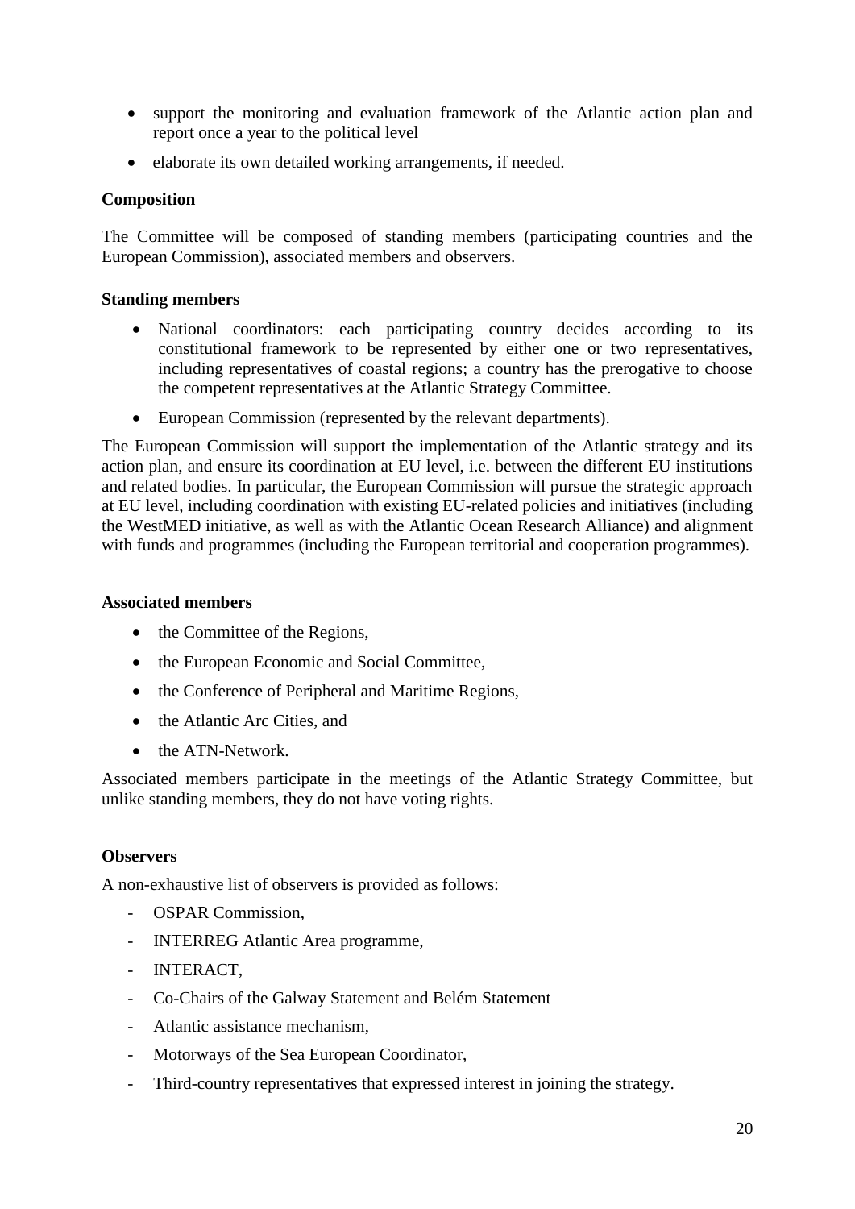- support the monitoring and evaluation framework of the Atlantic action plan and report once a year to the political level
- elaborate its own detailed working arrangements, if needed.

**Composition**

The Committee will be composed of standing members (participating countries and the European Commission), associated members and observers.

**Standing members**

- National coordinators: each participating country decides according to its constitutional framework to be represented by either one or two representatives, including representatives of coastal regions; a country has the prerogative to choose the competent representatives at the Atlantic Strategy Committee.
- European Commission (represented by the relevant departments).

The European Commission will support the implementation of the Atlantic strategy and its action plan, and ensure its coordination at EU level, i.e. between the different EU institutions and related bodies. In particular, the European Commission will pursue the strategic approach at EU level, including coordination with existing EU-related policies and initiatives (including the WestMED initiative, as well as with the Atlantic Ocean Research Alliance) and alignment with funds and programmes (including the European territorial and cooperation programmes).

**Associated members**

- the Committee of the Regions,
- the European Economic and Social Committee,
- the Conference of Peripheral and Maritime Regions,
- the Atlantic Arc Cities, and
- the ATN-Network.

Associated members participate in the meetings of the Atlantic Strategy Committee, but unlike standing members, they do not have voting rights.

**Observers**

A non-exhaustive list of observers is provided as follows:

- OSPAR Commission,
- INTERREG Atlantic Area programme,
- INTERACT,
- Co-Chairs of the Galway Statement and Belém Statement
- Atlantic assistance mechanism,
- Motorways of the Sea European Coordinator,
- Third-country representatives that expressed interest in joining the strategy.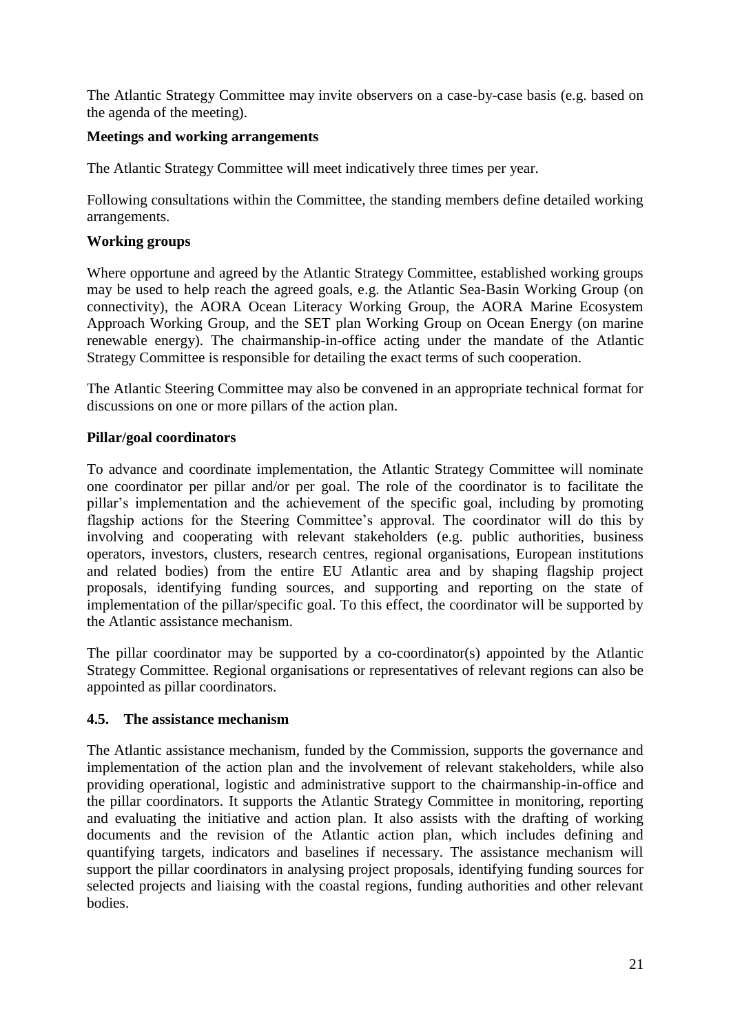The Atlantic Strategy Committee may invite observers on a case-by-case basis (e.g. based on the agenda of the meeting).

**Meetings and working arrangements**

The Atlantic Strategy Committee will meet indicatively three times per year.

Following consultations within the Committee, the standing members define detailed working arrangements.

**Working groups**

Where opportune and agreed by the Atlantic Strategy Committee, established working groups may be used to help reach the agreed goals, e.g. the Atlantic Sea-Basin Working Group (on connectivity), the AORA Ocean Literacy Working Group, the AORA Marine Ecosystem Approach Working Group, and the SET plan Working Group on Ocean Energy (on marine renewable energy). The chairmanship-in-office acting under the mandate of the Atlantic Strategy Committee is responsible for detailing the exact terms of such cooperation.

The Atlantic Steering Committee may also be convened in an appropriate technical format for discussions on one or more pillars of the action plan.

**Pillar/goal coordinators**

To advance and coordinate implementation, the Atlantic Strategy Committee will nominate one coordinator per pillar and/or per goal. The role of the coordinator is to facilitate the pillar's implementation and the achievement of the specific goal, including by promoting flagship actions for the Steering Committee's approval. The coordinator will do this by involving and cooperating with relevant stakeholders (e.g. public authorities, business operators, investors, clusters, research centres, regional organisations, European institutions and related bodies) from the entire EU Atlantic area and by shaping flagship project proposals, identifying funding sources, and supporting and reporting on the state of implementation of the pillar/specific goal. To this effect, the coordinator will be supported by the Atlantic assistance mechanism.

The pillar coordinator may be supported by a co-coordinator(s) appointed by the Atlantic Strategy Committee. Regional organisations or representatives of relevant regions can also be appointed as pillar coordinators.

### 4.5. The assistance mechanism

The Atlantic assistance mechanism, funded by the Commission, supports the governance and implementation of the action plan and the involvement of relevant stakeholders, while also providing operational, logistic and administrative support to the chairmanship-in-office and the pillar coordinators. It supports the Atlantic Strategy Committee in monitoring, reporting and evaluating the initiative and action plan. It also assists with the drafting of working documents and the revision of the Atlantic action plan, which includes defining and quantifying targets, indicators and baselines if necessary. The assistance mechanism will support the pillar coordinators in analysing project proposals, identifying funding sources for selected projects and liaising with the coastal regions, funding authorities and other relevant bodies.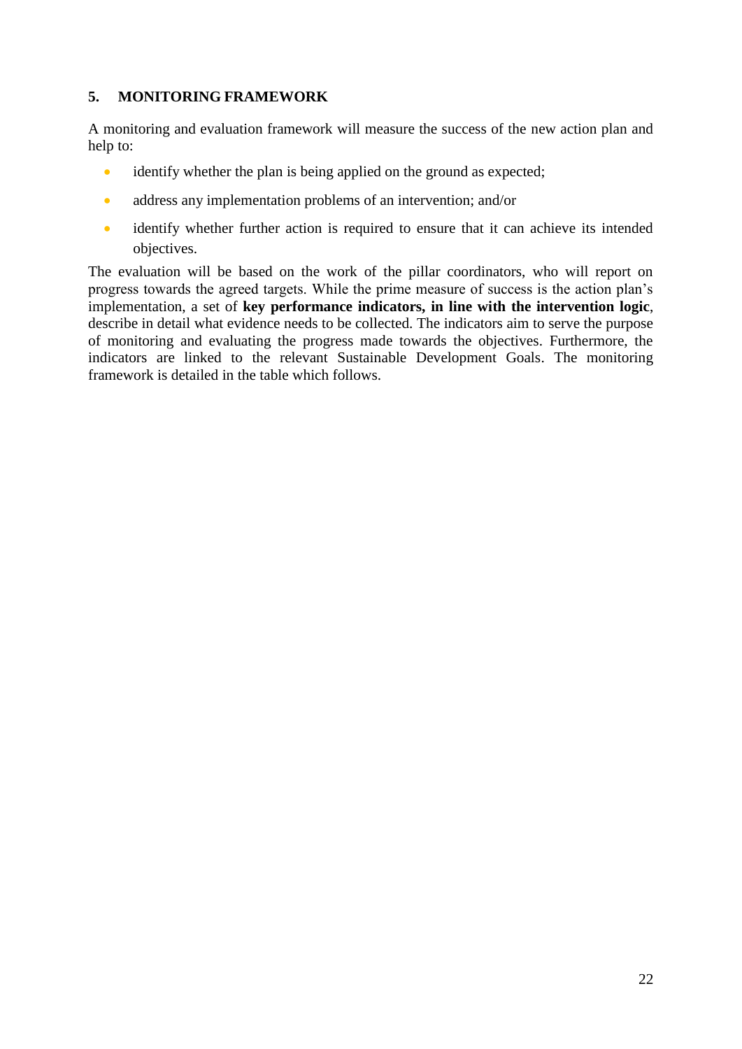## 5. MONITORING FRAMEWORK

A monitoring and evaluation framework will measure the success of the new action plan and help to:

- identify whether the plan is being applied on the ground as expected;
- address any implementation problems of an intervention; and/or
- identify whether further action is required to ensure that it can achieve its intended objectives.

The evaluation will be based on the work of the pillar coordinators, who will report on progress towards the agreed targets. While the prime measure of success is the action plan's implementation, a set of **key performance indicators, in line with the intervention logic**, describe in detail what evidence needs to be collected. The indicators aim to serve the purpose of monitoring and evaluating the progress made towards the objectives. Furthermore, the indicators are linked to the relevant Sustainable Development Goals. The monitoring framework is detailed in the table which follows.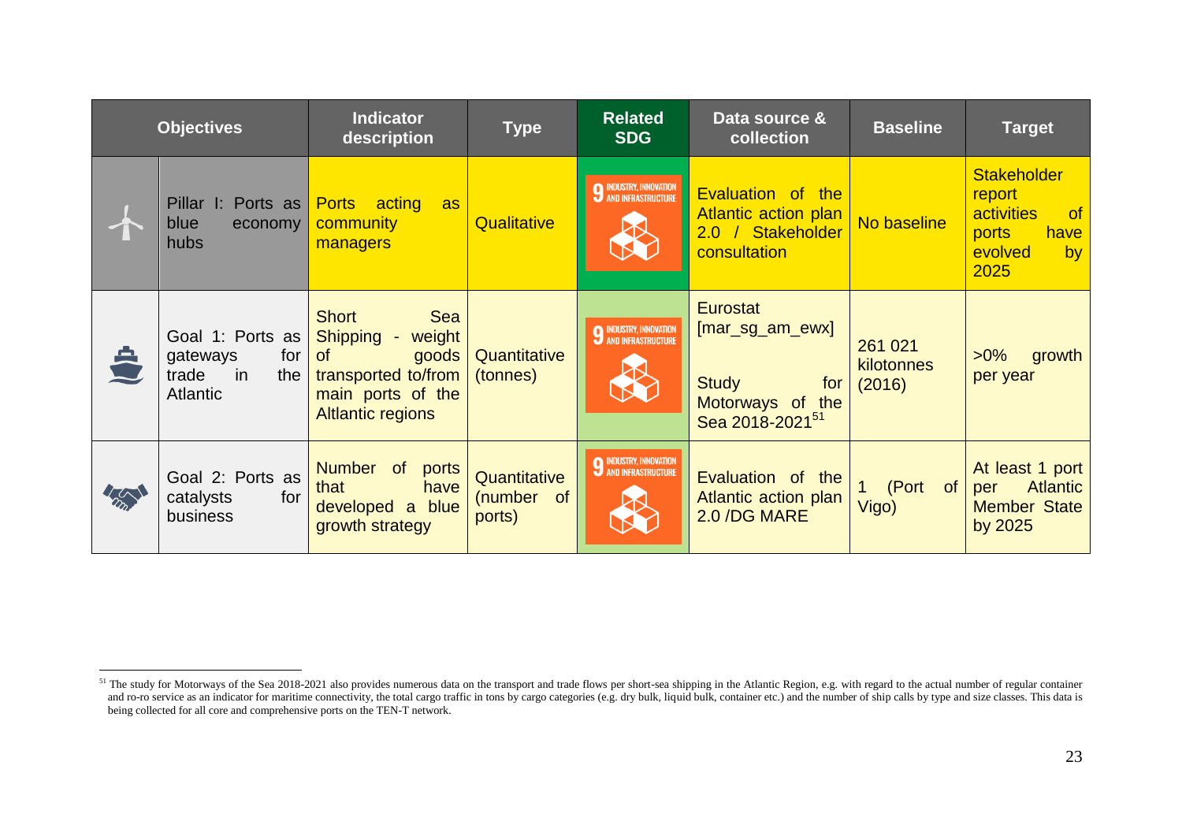| Objectives | | Indicator description | Type | Related SDG | Data source & collection | Baseline | Target |
|---|---|---|---|---|---|---|---|
| | Pillar I: Ports as blue economy hubs | Ports acting as community managers | Qualitative | 9 INDUSTRY, INNOVATION AND INFRASTRUCTURE | Evaluation of the Atlantic action plan 2.0 / Stakeholder consultation | No baseline | Stakeholder report activities of ports have evolved by 2025 |
| | Goal 1: Ports as gateways for trade in the Atlantic | Short Sea Shipping - weight of goods transported to/from main ports of the Altlantic regions | Quantitative (tonnes) | 9 INDUSTRY, INNOVATION AND INFRASTRUCTURE | Eurostat [mar_sg_am_ewx] Study for Motorways of the Sea 2018-2021[51] | 261 021 kilotonnes (2016) | >0% growth per year |
| | Goal 2: Ports as catalysts for business | Number of ports that have developed a blue growth strategy | Quantitative (number of ports) | 9 INDUSTRY, INNOVATION AND INFRASTRUCTURE | Evaluation of the Atlantic action plan 2.0 /DG MARE | 1 (Port of Vigo) | At least 1 port per Atlantic Member State by 2025 |

[51] The study for Motorways of the Sea 2018-2021 also provides numerous data on the transport and trade flows per short-sea shipping in the Atlantic Region, e.g. with regard to the actual number of regular container and ro-ro service as an indicator for maritime connectivity, the total cargo traffic in tons by cargo categories (e.g. dry bulk, liquid bulk, container etc.) and the number of ship calls by type and size classes. This data is being collected for all core and comprehensive ports on the TEN-T network.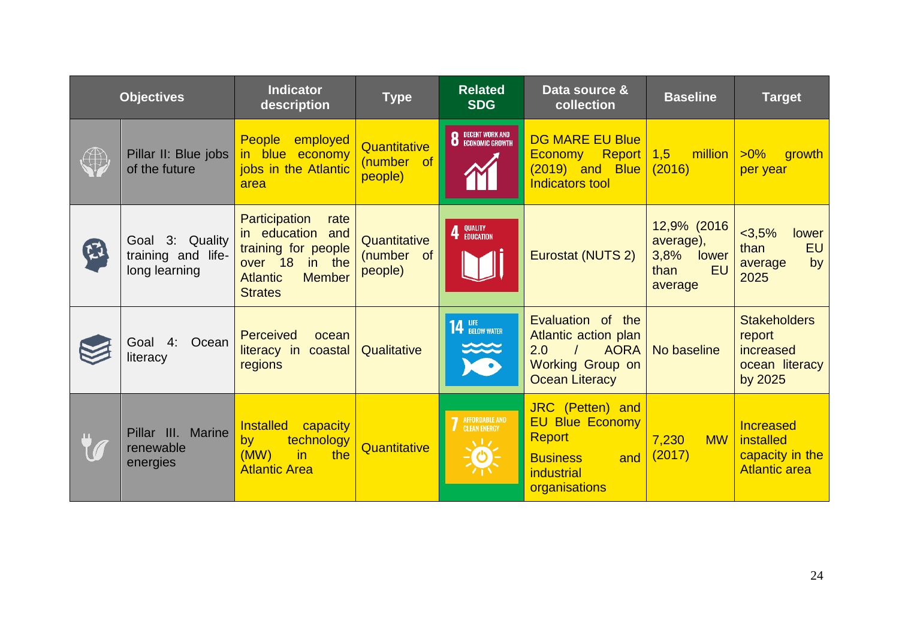| Objectives | | Indicator description | Type | Related SDG | Data source & collection | Baseline | Target |
|---|---|---|---|---|---|---|---|
| | Pillar II: Blue jobs of the future | People employed in blue economy jobs in the Atlantic area | Quantitative (number of people) | 8 DECENT WORK AND ECONOMIC GROWTH | DG MARE EU Blue Economy Report (2019) and Blue Indicators tool | 1,5 million (2016) | >0% growth per year |
| | Goal 3: Quality training and life-long learning | Participation rate in education and training for people over 18 in the Atlantic Member Strates | Quantitative (number of people) | 4 QUALITY EDUCATION | Eurostat (NUTS 2) | 12,9% (2016 average), 3,8% lower than EU average | <3,5% lower than EU average by 2025 |
| | Goal 4: Ocean literacy | Perceived ocean literacy in coastal regions | Qualitative | 14 LIFE BELOW WATER | Evaluation of the Atlantic action plan 2.0 / AORA Working Group on Ocean Literacy | No baseline | Stakeholders report increased ocean literacy by 2025 |
| | Pillar III. Marine renewable energies | Installed capacity by technology (MW) in the Atlantic Area | Quantitative | 7 AFFORDABLE AND CLEAN ENERGY | JRC (Petten) and EU Blue Economy Report<br>Business and industrial organisations | 7,230 MW (2017) | Increased installed capacity in the Atlantic area |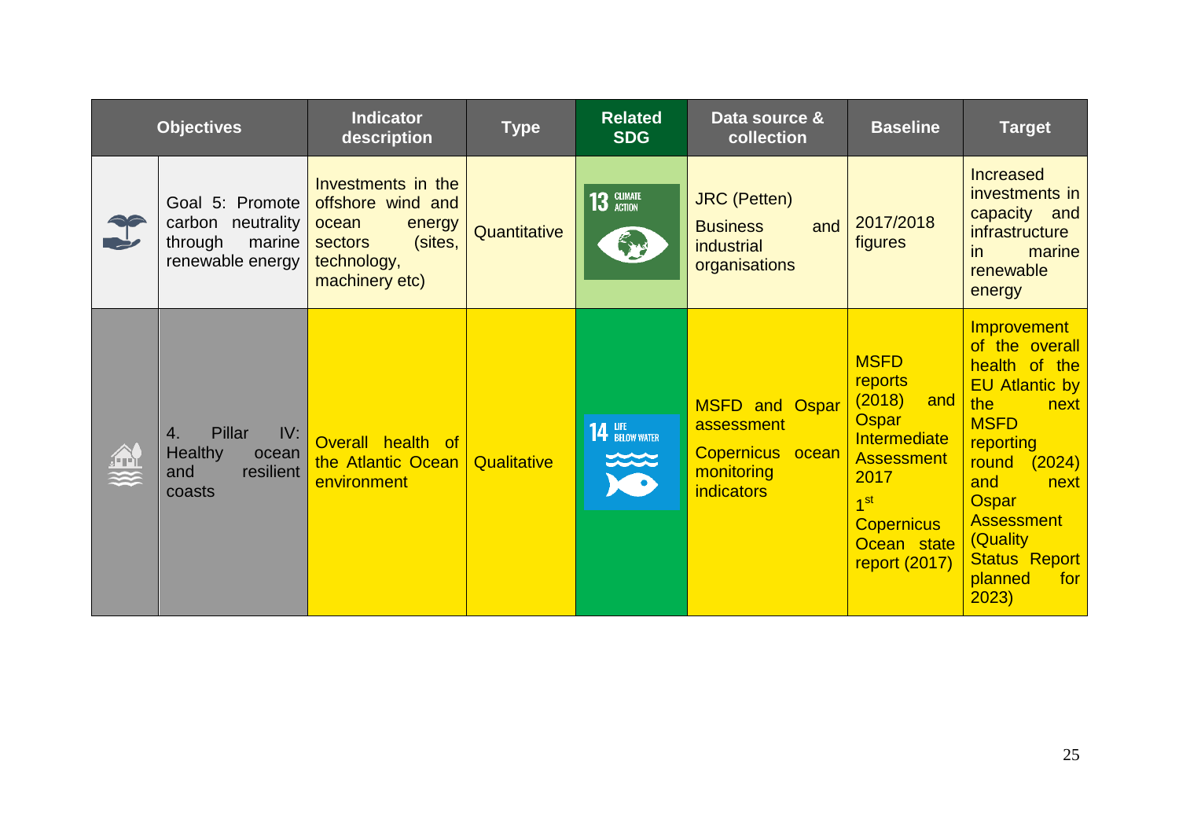| Objectives | | Indicator description | Type | Related SDG | Data source & collection | Baseline | Target |
|---|---|---|---|---|---|---|---|
| | Goal 5: Promote carbon neutrality through marine renewable energy | Investments in the offshore wind and ocean energy sectors (sites, technology, machinery etc) | Quantitative | 13 CLIMATE ACTION | JRC (Petten)<br>Business and industrial organisations | 2017/2018 figures | Increased investments in capacity and infrastructure in marine renewable energy |
| | 4. Pillar IV: Healthy ocean and resilient coasts | Overall health of the Atlantic Ocean environment | Qualitative | 14 LIFE BELOW WATER | MSFD and Ospar assessment<br>Copernicus ocean monitoring indicators | MSFD reports (2018) and Ospar Intermediate Assessment 2017<br>1st Copernicus Ocean state report (2017) | Improvement of the overall health of the EU Atlantic by the next MSFD reporting round (2024) and next Ospar Assessment (Quality Status Report planned for 2023) |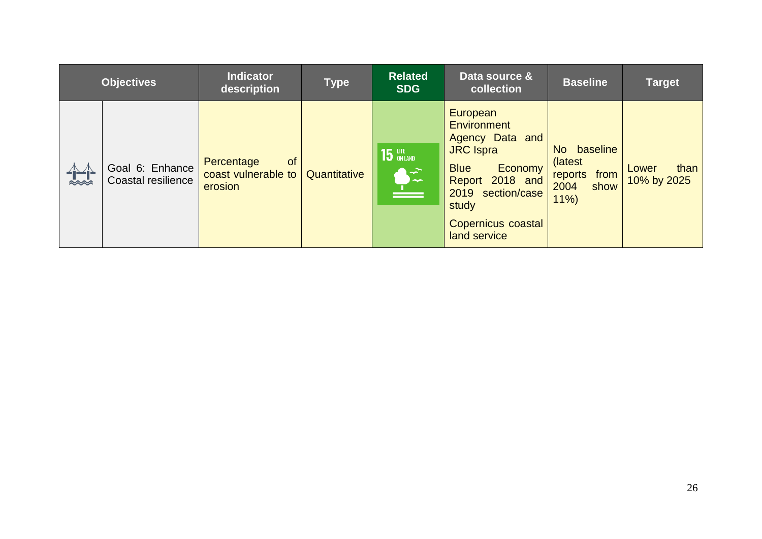| Objectives | | Indicator description | Type | Related SDG | Data source & collection | Baseline | Target |
|---|---|---|---|---|---|---|---|
| | Goal 6: Enhance Coastal resilience | Percentage of coast vulnerable to erosion | Quantitative | 15 LIFE ON LAND | European Environment Agency Data and JRC Ispra<br><br>Blue Economy Report 2018 and 2019 section/case study<br><br>Copernicus coastal land service | No baseline (latest reports from 2004 show 11%) | Lower than 10% by 2025 |